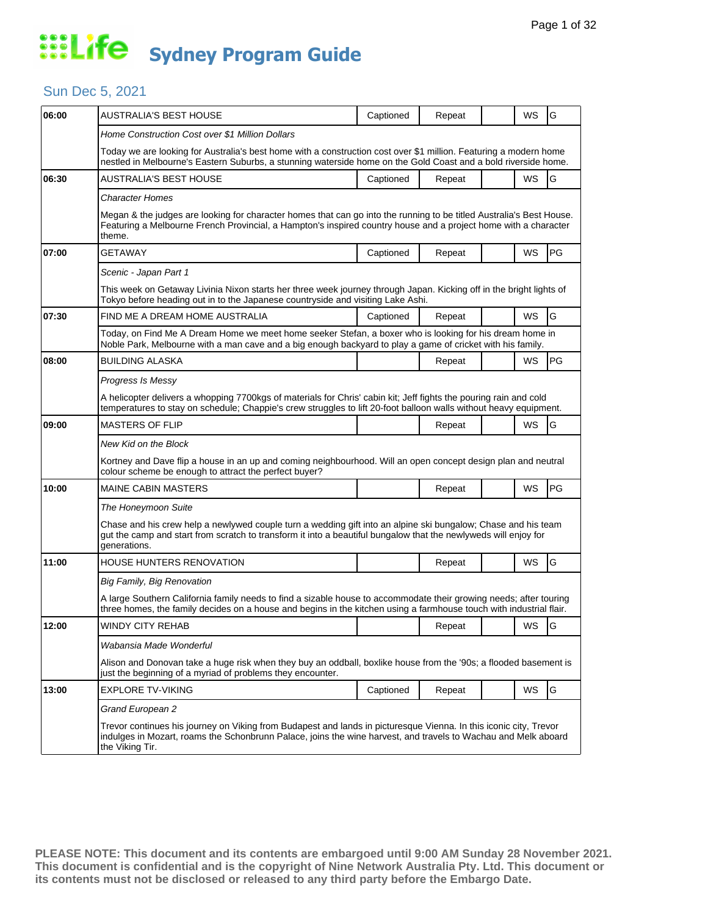# Life Sydney Program Guide

## Sun Dec 5, 2021

| Time | Program | Captioned | Repeat | | WS | Rating |
|---|---|---|---|---|---|---|
| 06:00 | AUSTRALIA'S BEST HOUSE | Captioned | Repeat | | WS | G |
| | *Home Construction Cost over $1 Million Dollars* | | | | | |
| | Today we are looking for Australia's best home with a construction cost over $1 million. Featuring a modern home nestled in Melbourne's Eastern Suburbs, a stunning waterside home on the Gold Coast and a bold riverside home. | | | | | |
| 06:30 | AUSTRALIA'S BEST HOUSE | Captioned | Repeat | | WS | G |
| | *Character Homes* | | | | | |
| | Megan & the judges are looking for character homes that can go into the running to be titled Australia's Best House. Featuring a Melbourne French Provincial, a Hampton's inspired country house and a project home with a character theme. | | | | | |
| 07:00 | GETAWAY | Captioned | Repeat | | WS | PG |
| | *Scenic - Japan Part 1* | | | | | |
| | This week on Getaway Livinia Nixon starts her three week journey through Japan. Kicking off in the bright lights of Tokyo before heading out in to the Japanese countryside and visiting Lake Ashi. | | | | | |
| 07:30 | FIND ME A DREAM HOME AUSTRALIA | Captioned | Repeat | | WS | G |
| | Today, on Find Me A Dream Home we meet home seeker Stefan, a boxer who is looking for his dream home in Noble Park, Melbourne with a man cave and a big enough backyard to play a game of cricket with his family. | | | | | |
| 08:00 | BUILDING ALASKA | | Repeat | | WS | PG |
| | *Progress Is Messy* | | | | | |
| | A helicopter delivers a whopping 7700kgs of materials for Chris' cabin kit; Jeff fights the pouring rain and cold temperatures to stay on schedule; Chappie's crew struggles to lift 20-foot balloon walls without heavy equipment. | | | | | |
| 09:00 | MASTERS OF FLIP | | Repeat | | WS | G |
| | *New Kid on the Block* | | | | | |
| | Kortney and Dave flip a house in an up and coming neighbourhood. Will an open concept design plan and neutral colour scheme be enough to attract the perfect buyer? | | | | | |
| 10:00 | MAINE CABIN MASTERS | | Repeat | | WS | PG |
| | *The Honeymoon Suite* | | | | | |
| | Chase and his crew help a newlywed couple turn a wedding gift into an alpine ski bungalow; Chase and his team gut the camp and start from scratch to transform it into a beautiful bungalow that the newlyweds will enjoy for generations. | | | | | |
| 11:00 | HOUSE HUNTERS RENOVATION | | Repeat | | WS | G |
| | *Big Family, Big Renovation* | | | | | |
| | A large Southern California family needs to find a sizable house to accommodate their growing needs; after touring three homes, the family decides on a house and begins in the kitchen using a farmhouse touch with industrial flair. | | | | | |
| 12:00 | WINDY CITY REHAB | | Repeat | | WS | G |
| | *Wabansia Made Wonderful* | | | | | |
| | Alison and Donovan take a huge risk when they buy an oddball, boxlike house from the '90s; a flooded basement is just the beginning of a myriad of problems they encounter. | | | | | |
| 13:00 | EXPLORE TV-VIKING | Captioned | Repeat | | WS | G |
| | *Grand European 2* | | | | | |
| | Trevor continues his journey on Viking from Budapest and lands in picturesque Vienna. In this iconic city, Trevor indulges in Mozart, roams the Schonbrunn Palace, joins the wine harvest, and travels to Wachau and Melk aboard the Viking Tir. | | | | | |

**PLEASE NOTE: This document and its contents are embargoed until 9:00 AM Sunday 28 November 2021. This document is confidential and is the copyright of Nine Network Australia Pty. Ltd. This document or its contents must not be disclosed or released to any third party before the Embargo Date.**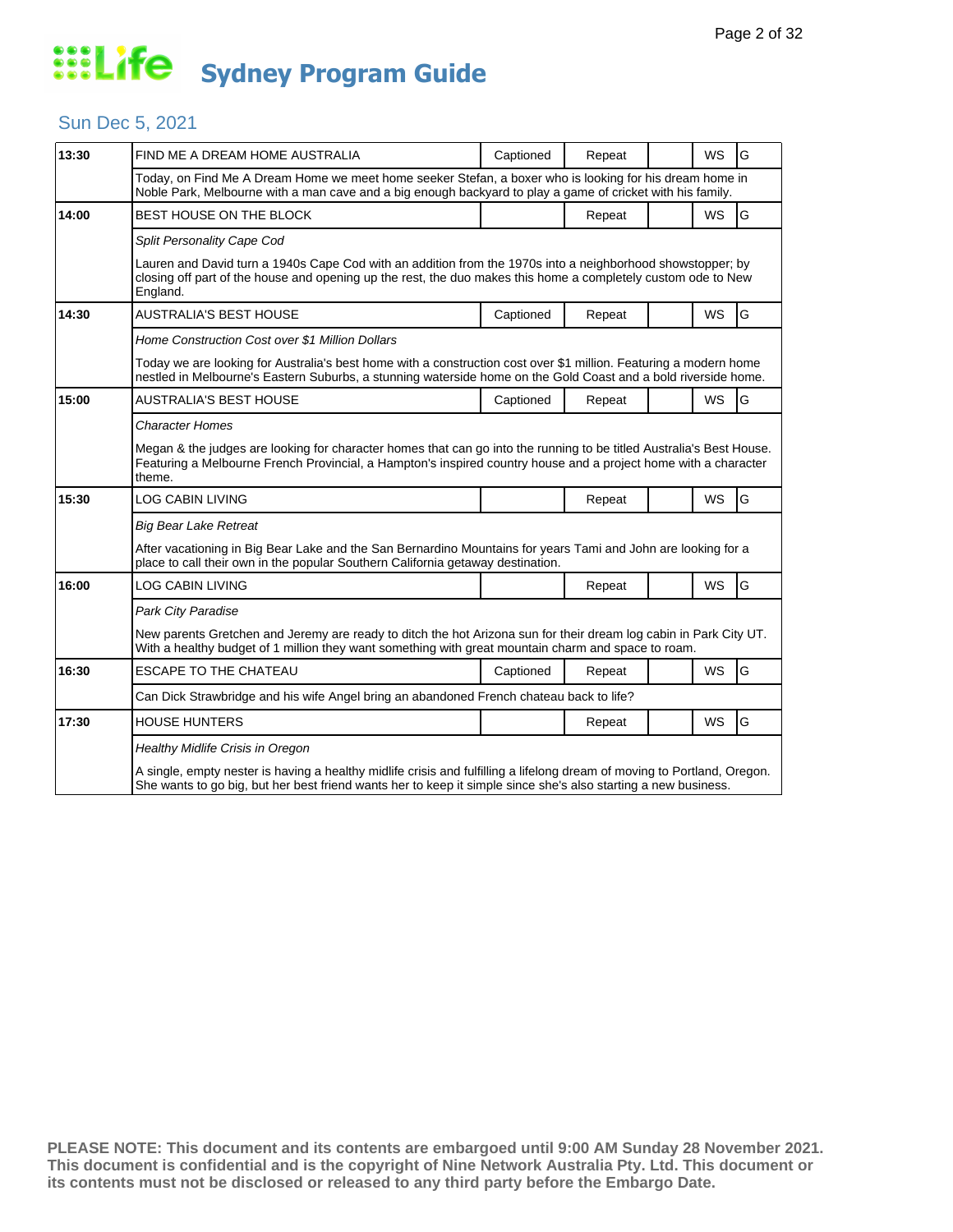# Life Sydney Program Guide

## Sun Dec 5, 2021

| Time | Program | Captioned | Repeat | | WS | Rating |
|---|---|---|---|---|---|---|
| 13:30 | FIND ME A DREAM HOME AUSTRALIA | Captioned | Repeat | | WS | G |
| | Today, on Find Me A Dream Home we meet home seeker Stefan, a boxer who is looking for his dream home in Noble Park, Melbourne with a man cave and a big enough backyard to play a game of cricket with his family. | | | | | |
| 14:00 | BEST HOUSE ON THE BLOCK | | Repeat | | WS | G |
| | *Split Personality Cape Cod*<br><br>Lauren and David turn a 1940s Cape Cod with an addition from the 1970s into a neighborhood showstopper; by closing off part of the house and opening up the rest, the duo makes this home a completely custom ode to New England. | | | | | |
| 14:30 | AUSTRALIA'S BEST HOUSE | Captioned | Repeat | | WS | G |
| | *Home Construction Cost over $1 Million Dollars*<br><br>Today we are looking for Australia's best home with a construction cost over $1 million. Featuring a modern home nestled in Melbourne's Eastern Suburbs, a stunning waterside home on the Gold Coast and a bold riverside home. | | | | | |
| 15:00 | AUSTRALIA'S BEST HOUSE | Captioned | Repeat | | WS | G |
| | *Character Homes*<br><br>Megan & the judges are looking for character homes that can go into the running to be titled Australia's Best House. Featuring a Melbourne French Provincial, a Hampton's inspired country house and a project home with a character theme. | | | | | |
| 15:30 | LOG CABIN LIVING | | Repeat | | WS | G |
| | *Big Bear Lake Retreat*<br><br>After vacationing in Big Bear Lake and the San Bernardino Mountains for years Tami and John are looking for a place to call their own in the popular Southern California getaway destination. | | | | | |
| 16:00 | LOG CABIN LIVING | | Repeat | | WS | G |
| | *Park City Paradise*<br><br>New parents Gretchen and Jeremy are ready to ditch the hot Arizona sun for their dream log cabin in Park City UT. With a healthy budget of 1 million they want something with great mountain charm and space to roam. | | | | | |
| 16:30 | ESCAPE TO THE CHATEAU | Captioned | Repeat | | WS | G |
| | Can Dick Strawbridge and his wife Angel bring an abandoned French chateau back to life? | | | | | |
| 17:30 | HOUSE HUNTERS | | Repeat | | WS | G |
| | *Healthy Midlife Crisis in Oregon*<br><br>A single, empty nester is having a healthy midlife crisis and fulfilling a lifelong dream of moving to Portland, Oregon. She wants to go big, but her best friend wants her to keep it simple since she's also starting a new business. | | | | | |

**PLEASE NOTE: This document and its contents are embargoed until 9:00 AM Sunday 28 November 2021. This document is confidential and is the copyright of Nine Network Australia Pty. Ltd. This document or its contents must not be disclosed or released to any third party before the Embargo Date.**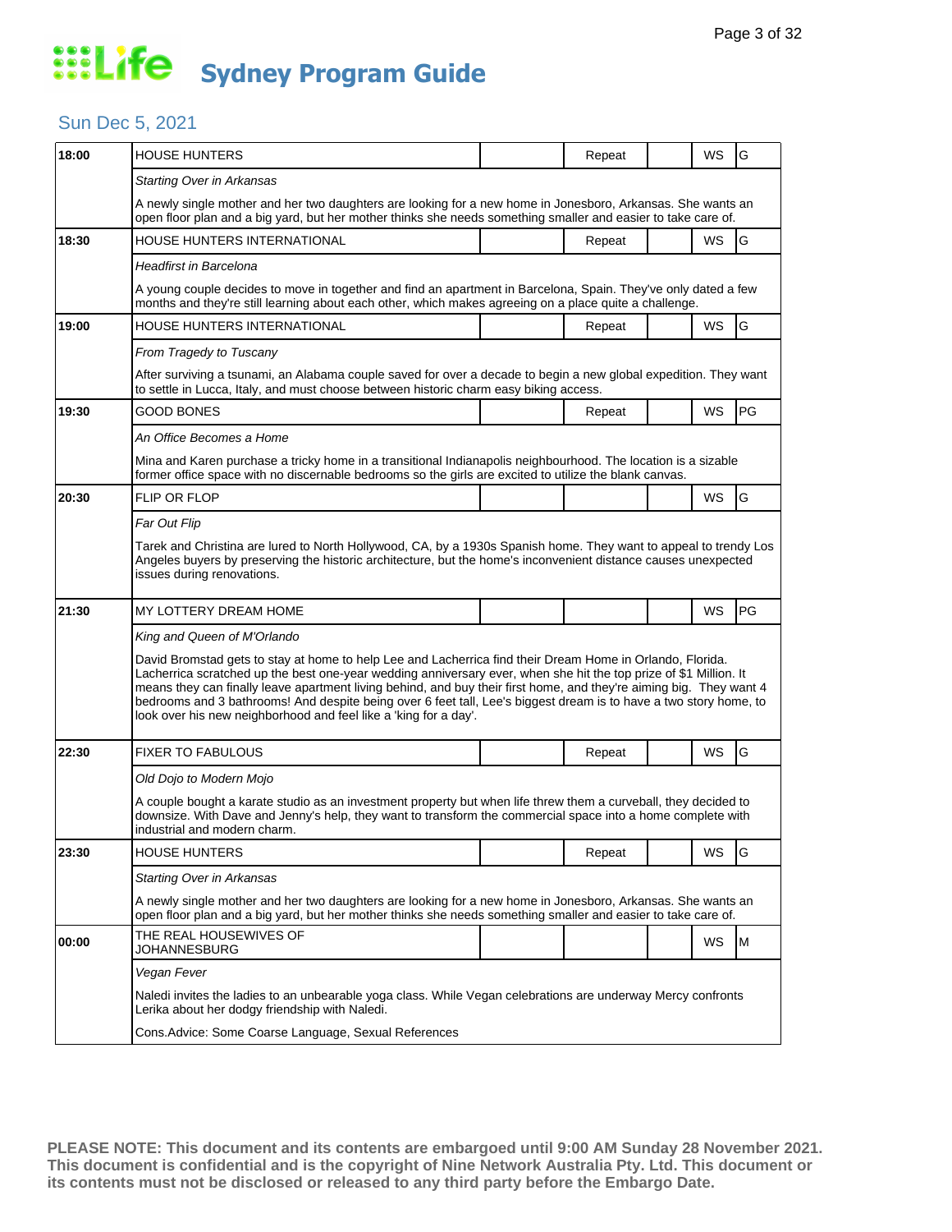# Life Sydney Program Guide

## Sun Dec 5, 2021

| Time | Program | | Repeat | | WS | Rating |
|---|---|---|---|---|---|---|
| 18:00 | HOUSE HUNTERS | | Repeat | | WS | G |
| | *Starting Over in Arkansas*<br><br>A newly single mother and her two daughters are looking for a new home in Jonesboro, Arkansas. She wants an open floor plan and a big yard, but her mother thinks she needs something smaller and easier to take care of. | | | | | |
| 18:30 | HOUSE HUNTERS INTERNATIONAL | | Repeat | | WS | G |
| | *Headfirst in Barcelona*<br><br>A young couple decides to move in together and find an apartment in Barcelona, Spain. They've only dated a few months and they're still learning about each other, which makes agreeing on a place quite a challenge. | | | | | |
| 19:00 | HOUSE HUNTERS INTERNATIONAL | | Repeat | | WS | G |
| | *From Tragedy to Tuscany*<br><br>After surviving a tsunami, an Alabama couple saved for over a decade to begin a new global expedition. They want to settle in Lucca, Italy, and must choose between historic charm easy biking access. | | | | | |
| 19:30 | GOOD BONES | | Repeat | | WS | PG |
| | *An Office Becomes a Home*<br><br>Mina and Karen purchase a tricky home in a transitional Indianapolis neighbourhood. The location is a sizable former office space with no discernable bedrooms so the girls are excited to utilize the blank canvas. | | | | | |
| 20:30 | FLIP OR FLOP | | | | WS | G |
| | *Far Out Flip*<br><br>Tarek and Christina are lured to North Hollywood, CA, by a 1930s Spanish home. They want to appeal to trendy Los Angeles buyers by preserving the historic architecture, but the home's inconvenient distance causes unexpected issues during renovations. | | | | | |
| 21:30 | MY LOTTERY DREAM HOME | | | | WS | PG |
| | *King and Queen of M'Orlando*<br><br>David Bromstad gets to stay at home to help Lee and Lacherrica find their Dream Home in Orlando, Florida. Lacherrica scratched up the best one-year wedding anniversary ever, when she hit the top prize of $1 Million. It means they can finally leave apartment living behind, and buy their first home, and they're aiming big. They want 4 bedrooms and 3 bathrooms! And despite being over 6 feet tall, Lee's biggest dream is to have a two story home, to look over his new neighborhood and feel like a 'king for a day'. | | | | | |
| 22:30 | FIXER TO FABULOUS | | Repeat | | WS | G |
| | *Old Dojo to Modern Mojo*<br><br>A couple bought a karate studio as an investment property but when life threw them a curveball, they decided to downsize. With Dave and Jenny's help, they want to transform the commercial space into a home complete with industrial and modern charm. | | | | | |
| 23:30 | HOUSE HUNTERS | | Repeat | | WS | G |
| | *Starting Over in Arkansas*<br><br>A newly single mother and her two daughters are looking for a new home in Jonesboro, Arkansas. She wants an open floor plan and a big yard, but her mother thinks she needs something smaller and easier to take care of. | | | | | |
| 00:00 | THE REAL HOUSEWIVES OF JOHANNESBURG | | | | WS | M |
| | *Vegan Fever*<br><br>Naledi invites the ladies to an unbearable yoga class. While Vegan celebrations are underway Mercy confronts Lerika about her dodgy friendship with Naledi.<br><br>Cons.Advice: Some Coarse Language, Sexual References | | | | | |

**PLEASE NOTE: This document and its contents are embargoed until 9:00 AM Sunday 28 November 2021. This document is confidential and is the copyright of Nine Network Australia Pty. Ltd. This document or its contents must not be disclosed or released to any third party before the Embargo Date.**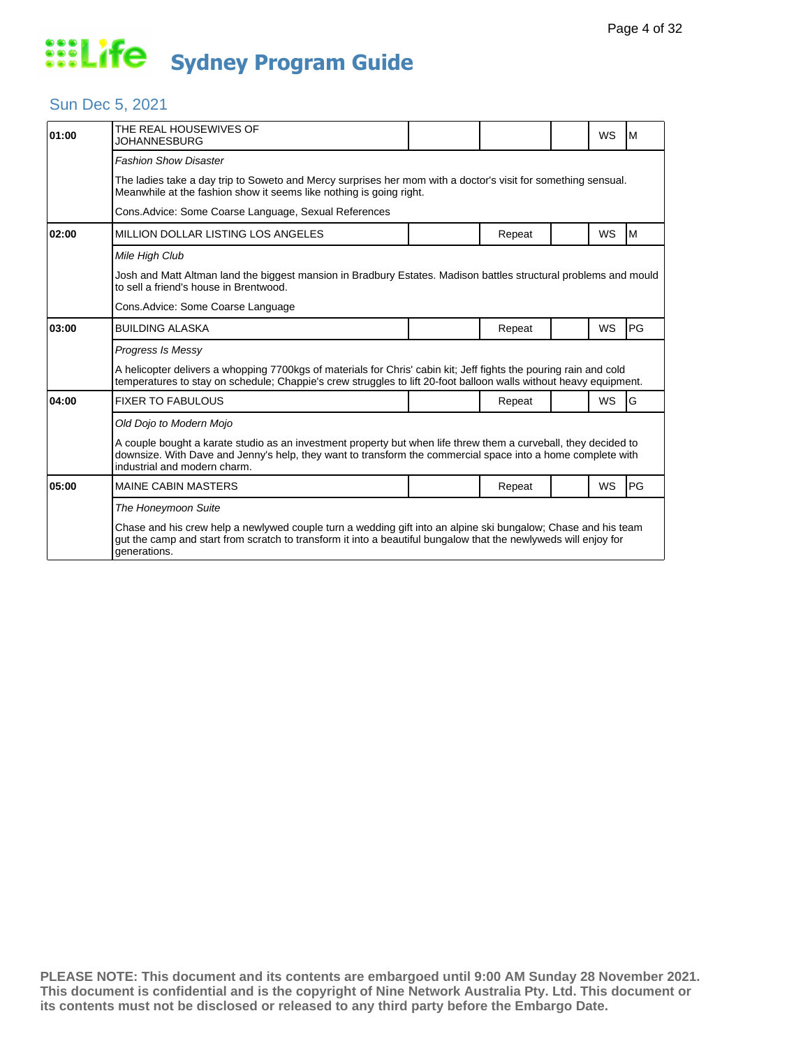# Life Sydney Program Guide

## Sun Dec 5, 2021

| Time | Program | | | | | |
|---|---|---|---|---|---|---|
| 01:00 | THE REAL HOUSEWIVES OF JOHANNESBURG | | | | WS | M |
| | *Fashion Show Disaster* | | | | | |
| | The ladies take a day trip to Soweto and Mercy surprises her mom with a doctor's visit for something sensual. Meanwhile at the fashion show it seems like nothing is going right. | | | | | |
| | Cons.Advice: Some Coarse Language, Sexual References | | | | | |
| 02:00 | MILLION DOLLAR LISTING LOS ANGELES | | Repeat | | WS | M |
| | *Mile High Club* | | | | | |
| | Josh and Matt Altman land the biggest mansion in Bradbury Estates. Madison battles structural problems and mould to sell a friend's house in Brentwood. | | | | | |
| | Cons.Advice: Some Coarse Language | | | | | |
| 03:00 | BUILDING ALASKA | | Repeat | | WS | PG |
| | *Progress Is Messy* | | | | | |
| | A helicopter delivers a whopping 7700kgs of materials for Chris' cabin kit; Jeff fights the pouring rain and cold temperatures to stay on schedule; Chappie's crew struggles to lift 20-foot balloon walls without heavy equipment. | | | | | |
| 04:00 | FIXER TO FABULOUS | | Repeat | | WS | G |
| | *Old Dojo to Modern Mojo* | | | | | |
| | A couple bought a karate studio as an investment property but when life threw them a curveball, they decided to downsize. With Dave and Jenny's help, they want to transform the commercial space into a home complete with industrial and modern charm. | | | | | |
| 05:00 | MAINE CABIN MASTERS | | Repeat | | WS | PG |
| | *The Honeymoon Suite* | | | | | |
| | Chase and his crew help a newlywed couple turn a wedding gift into an alpine ski bungalow; Chase and his team gut the camp and start from scratch to transform it into a beautiful bungalow that the newlyweds will enjoy for generations. | | | | | |

**PLEASE NOTE: This document and its contents are embargoed until 9:00 AM Sunday 28 November 2021. This document is confidential and is the copyright of Nine Network Australia Pty. Ltd. This document or its contents must not be disclosed or released to any third party before the Embargo Date.**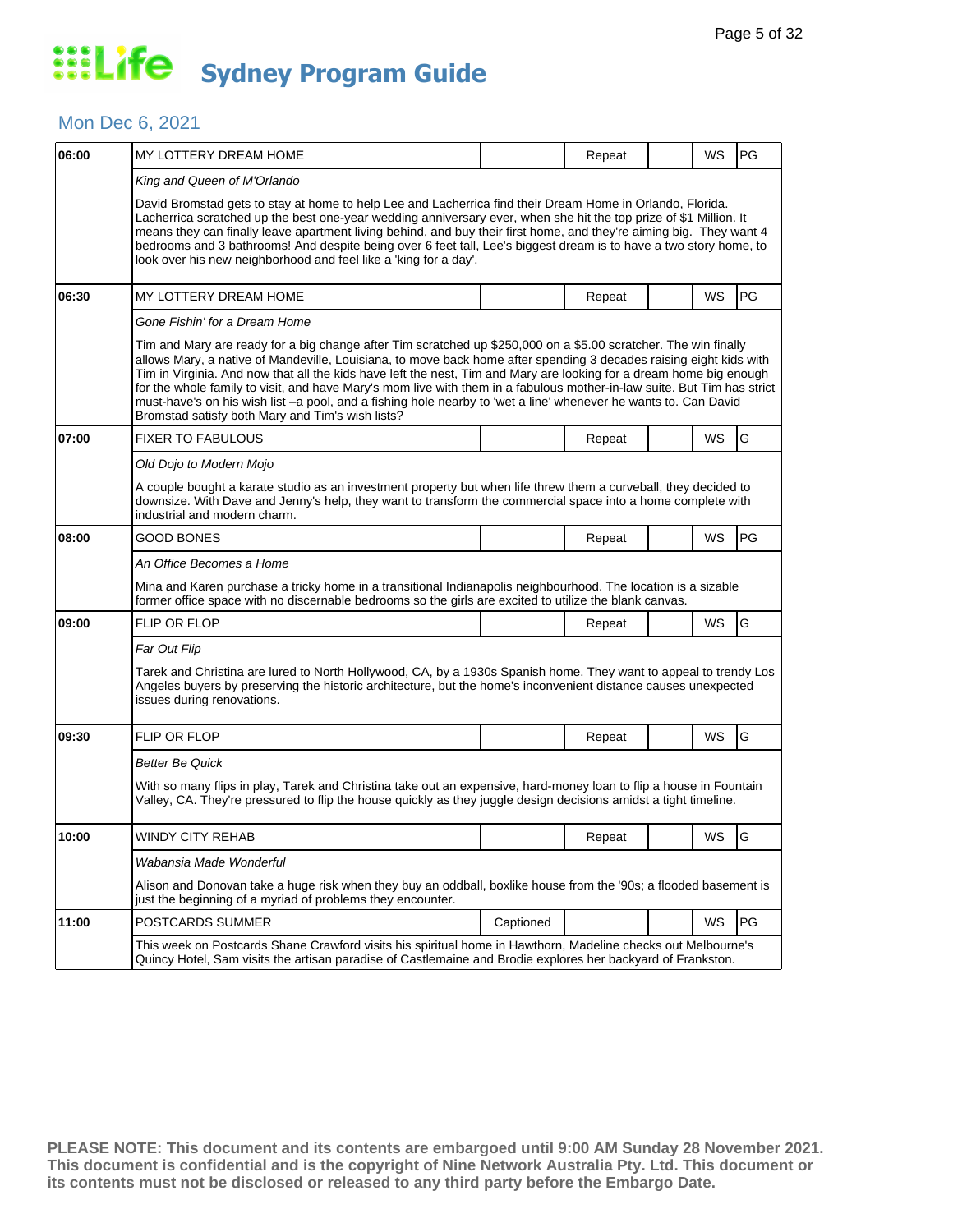# Life Sydney Program Guide

## Mon Dec 6, 2021

| Time | Program | Captioned | Repeat | | WS | Rating |
|---|---|---|---|---|---|---|
| 06:00 | MY LOTTERY DREAM HOME | | Repeat | | WS | PG |
| | *King and Queen of M'Orlando* | | | | | |
| | David Bromstad gets to stay at home to help Lee and Lacherrica find their Dream Home in Orlando, Florida. Lacherrica scratched up the best one-year wedding anniversary ever, when she hit the top prize of $1 Million. It means they can finally leave apartment living behind, and buy their first home, and they're aiming big. They want 4 bedrooms and 3 bathrooms! And despite being over 6 feet tall, Lee's biggest dream is to have a two story home, to look over his new neighborhood and feel like a 'king for a day'. | | | | | |
| 06:30 | MY LOTTERY DREAM HOME | | Repeat | | WS | PG |
| | *Gone Fishin' for a Dream Home* | | | | | |
| | Tim and Mary are ready for a big change after Tim scratched up $250,000 on a $5.00 scratcher. The win finally allows Mary, a native of Mandeville, Louisiana, to move back home after spending 3 decades raising eight kids with Tim in Virginia. And now that all the kids have left the nest, Tim and Mary are looking for a dream home big enough for the whole family to visit, and have Mary's mom live with them in a fabulous mother-in-law suite. But Tim has strict must-have's on his wish list –a pool, and a fishing hole nearby to 'wet a line' whenever he wants to. Can David Bromstad satisfy both Mary and Tim's wish lists? | | | | | |
| 07:00 | FIXER TO FABULOUS | | Repeat | | WS | G |
| | *Old Dojo to Modern Mojo* | | | | | |
| | A couple bought a karate studio as an investment property but when life threw them a curveball, they decided to downsize. With Dave and Jenny's help, they want to transform the commercial space into a home complete with industrial and modern charm. | | | | | |
| 08:00 | GOOD BONES | | Repeat | | WS | PG |
| | *An Office Becomes a Home* | | | | | |
| | Mina and Karen purchase a tricky home in a transitional Indianapolis neighbourhood. The location is a sizable former office space with no discernable bedrooms so the girls are excited to utilize the blank canvas. | | | | | |
| 09:00 | FLIP OR FLOP | | Repeat | | WS | G |
| | *Far Out Flip* | | | | | |
| | Tarek and Christina are lured to North Hollywood, CA, by a 1930s Spanish home. They want to appeal to trendy Los Angeles buyers by preserving the historic architecture, but the home's inconvenient distance causes unexpected issues during renovations. | | | | | |
| 09:30 | FLIP OR FLOP | | Repeat | | WS | G |
| | *Better Be Quick* | | | | | |
| | With so many flips in play, Tarek and Christina take out an expensive, hard-money loan to flip a house in Fountain Valley, CA. They're pressured to flip the house quickly as they juggle design decisions amidst a tight timeline. | | | | | |
| 10:00 | WINDY CITY REHAB | | Repeat | | WS | G |
| | *Wabansia Made Wonderful* | | | | | |
| | Alison and Donovan take a huge risk when they buy an oddball, boxlike house from the '90s; a flooded basement is just the beginning of a myriad of problems they encounter. | | | | | |
| 11:00 | POSTCARDS SUMMER | Captioned | | | WS | PG |
| | This week on Postcards Shane Crawford visits his spiritual home in Hawthorn, Madeline checks out Melbourne's Quincy Hotel, Sam visits the artisan paradise of Castlemaine and Brodie explores her backyard of Frankston. | | | | | |

**PLEASE NOTE: This document and its contents are embargoed until 9:00 AM Sunday 28 November 2021. This document is confidential and is the copyright of Nine Network Australia Pty. Ltd. This document or its contents must not be disclosed or released to any third party before the Embargo Date.**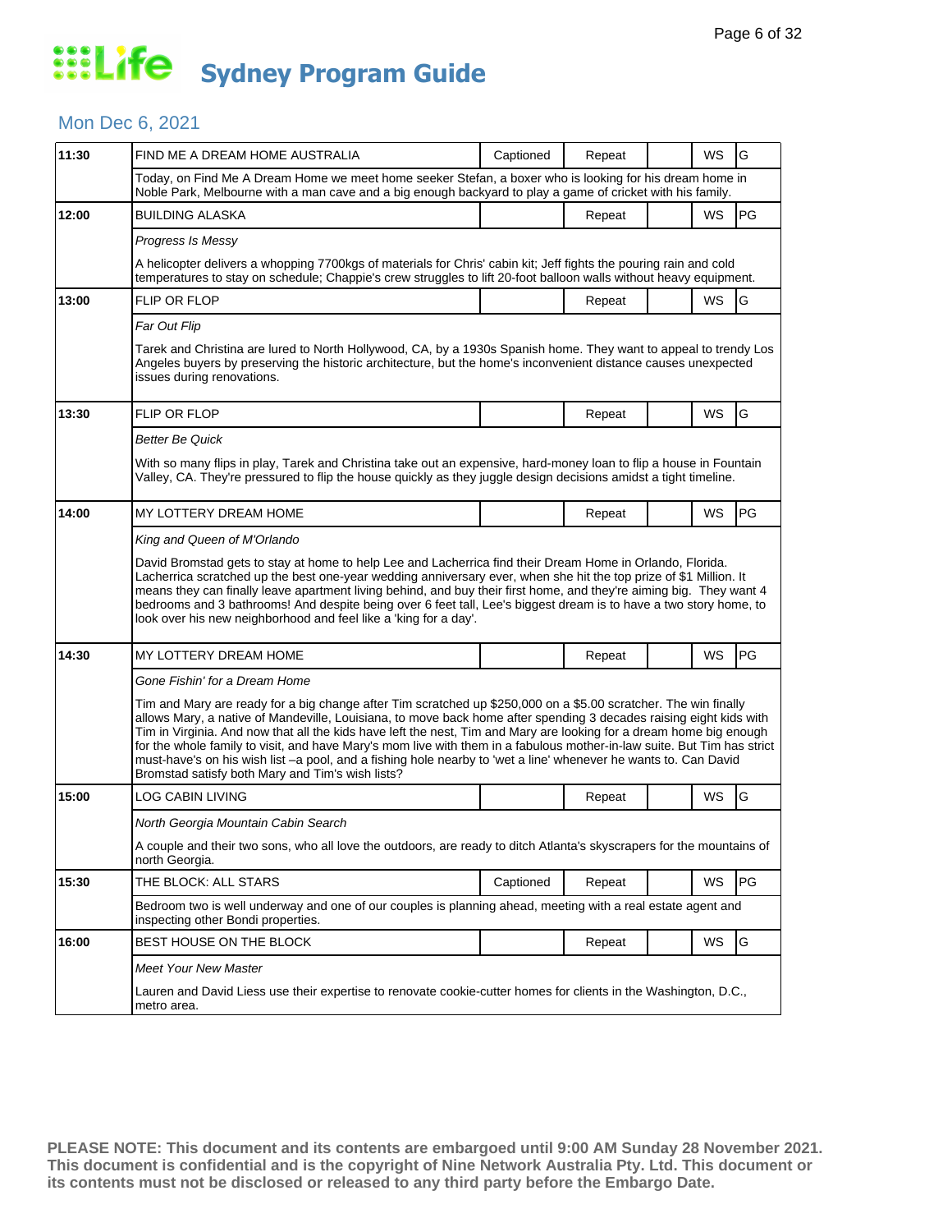# Life Sydney Program Guide

## Mon Dec 6, 2021

| Time | Program | Captioned | Repeat | | WS | Rating |
|---|---|---|---|---|---|---|
| 11:30 | FIND ME A DREAM HOME AUSTRALIA | Captioned | Repeat | | WS | G |
| | Today, on Find Me A Dream Home we meet home seeker Stefan, a boxer who is looking for his dream home in Noble Park, Melbourne with a man cave and a big enough backyard to play a game of cricket with his family. | | | | | |
| 12:00 | BUILDING ALASKA | | Repeat | | WS | PG |
| | *Progress Is Messy*<br><br>A helicopter delivers a whopping 7700kgs of materials for Chris' cabin kit; Jeff fights the pouring rain and cold temperatures to stay on schedule; Chappie's crew struggles to lift 20-foot balloon walls without heavy equipment. | | | | | |
| 13:00 | FLIP OR FLOP | | Repeat | | WS | G |
| | *Far Out Flip*<br><br>Tarek and Christina are lured to North Hollywood, CA, by a 1930s Spanish home. They want to appeal to trendy Los Angeles buyers by preserving the historic architecture, but the home's inconvenient distance causes unexpected issues during renovations. | | | | | |
| 13:30 | FLIP OR FLOP | | Repeat | | WS | G |
| | *Better Be Quick*<br><br>With so many flips in play, Tarek and Christina take out an expensive, hard-money loan to flip a house in Fountain Valley, CA. They're pressured to flip the house quickly as they juggle design decisions amidst a tight timeline. | | | | | |
| 14:00 | MY LOTTERY DREAM HOME | | Repeat | | WS | PG |
| | *King and Queen of M'Orlando*<br><br>David Bromstad gets to stay at home to help Lee and Lacherrica find their Dream Home in Orlando, Florida. Lacherrica scratched up the best one-year wedding anniversary ever, when she hit the top prize of $1 Million. It means they can finally leave apartment living behind, and buy their first home, and they're aiming big. They want 4 bedrooms and 3 bathrooms! And despite being over 6 feet tall, Lee's biggest dream is to have a two story home, to look over his new neighborhood and feel like a 'king for a day'. | | | | | |
| 14:30 | MY LOTTERY DREAM HOME | | Repeat | | WS | PG |
| | *Gone Fishin' for a Dream Home*<br><br>Tim and Mary are ready for a big change after Tim scratched up $250,000 on a $5.00 scratcher. The win finally allows Mary, a native of Mandeville, Louisiana, to move back home after spending 3 decades raising eight kids with Tim in Virginia. And now that all the kids have left the nest, Tim and Mary are looking for a dream home big enough for the whole family to visit, and have Mary's mom live with them in a fabulous mother-in-law suite. But Tim has strict must-have's on his wish list –a pool, and a fishing hole nearby to 'wet a line' whenever he wants to. Can David Bromstad satisfy both Mary and Tim's wish lists? | | | | | |
| 15:00 | LOG CABIN LIVING | | Repeat | | WS | G |
| | *North Georgia Mountain Cabin Search*<br><br>A couple and their two sons, who all love the outdoors, are ready to ditch Atlanta's skyscrapers for the mountains of north Georgia. | | | | | |
| 15:30 | THE BLOCK: ALL STARS | Captioned | Repeat | | WS | PG |
| | Bedroom two is well underway and one of our couples is planning ahead, meeting with a real estate agent and inspecting other Bondi properties. | | | | | |
| 16:00 | BEST HOUSE ON THE BLOCK | | Repeat | | WS | G |
| | *Meet Your New Master*<br><br>Lauren and David Liess use their expertise to renovate cookie-cutter homes for clients in the Washington, D.C., metro area. | | | | | |

**PLEASE NOTE: This document and its contents are embargoed until 9:00 AM Sunday 28 November 2021. This document is confidential and is the copyright of Nine Network Australia Pty. Ltd. This document or its contents must not be disclosed or released to any third party before the Embargo Date.**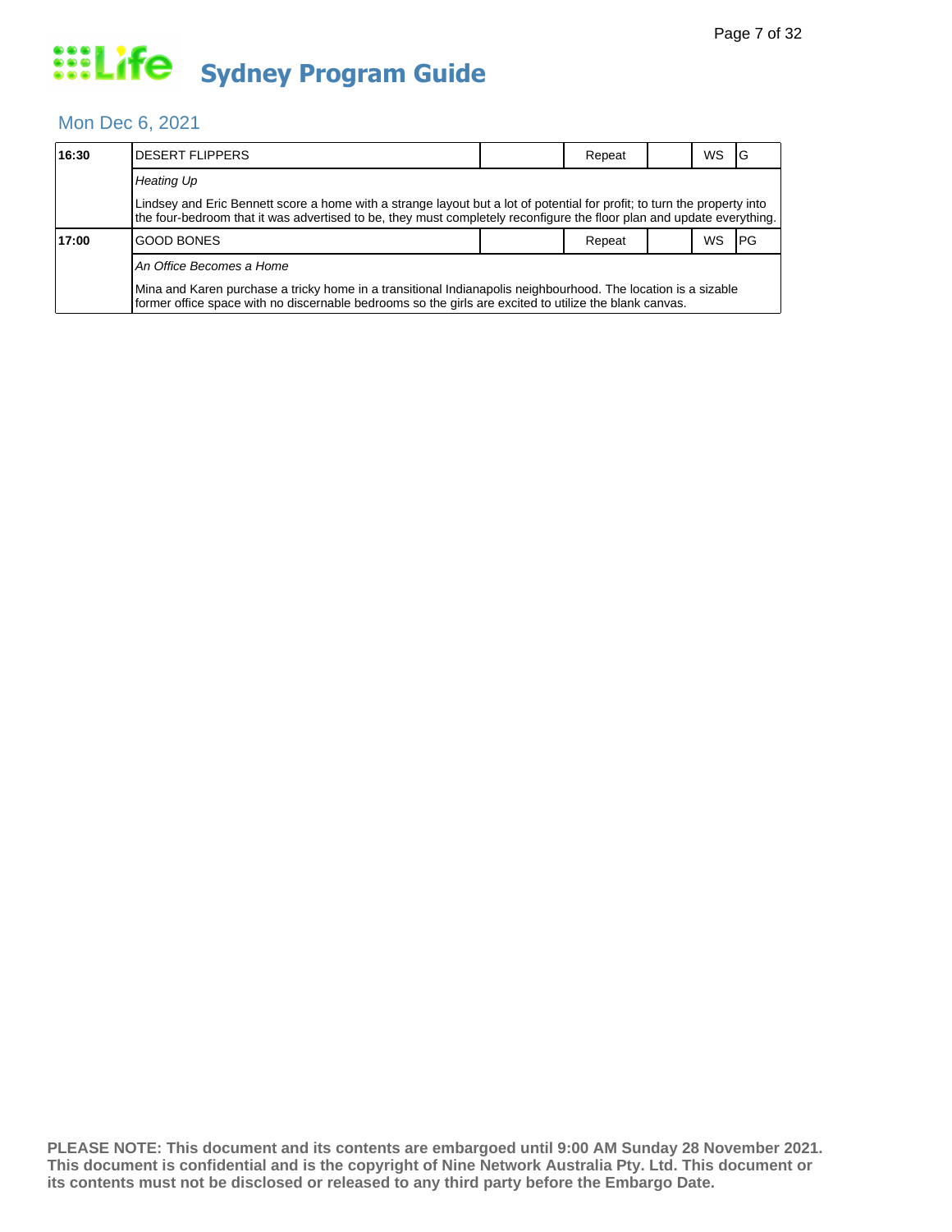# Sydney Program Guide

## Mon Dec 6, 2021

| Time | Program | | Repeat | | WS | Rating |
|---|---|---|---|---|---|---|
| **16:30** | DESERT FLIPPERS | | Repeat | | WS | G |
| | *Heating Up*<br>Lindsey and Eric Bennett score a home with a strange layout but a lot of potential for profit; to turn the property into the four-bedroom that it was advertised to be, they must completely reconfigure the floor plan and update everything. | | | | | |
| **17:00** | GOOD BONES | | Repeat | | WS | PG |
| | *An Office Becomes a Home*<br>Mina and Karen purchase a tricky home in a transitional Indianapolis neighbourhood. The location is a sizable former office space with no discernable bedrooms so the girls are excited to utilize the blank canvas. | | | | | |

**PLEASE NOTE: This document and its contents are embargoed until 9:00 AM Sunday 28 November 2021. This document is confidential and is the copyright of Nine Network Australia Pty. Ltd. This document or its contents must not be disclosed or released to any third party before the Embargo Date.**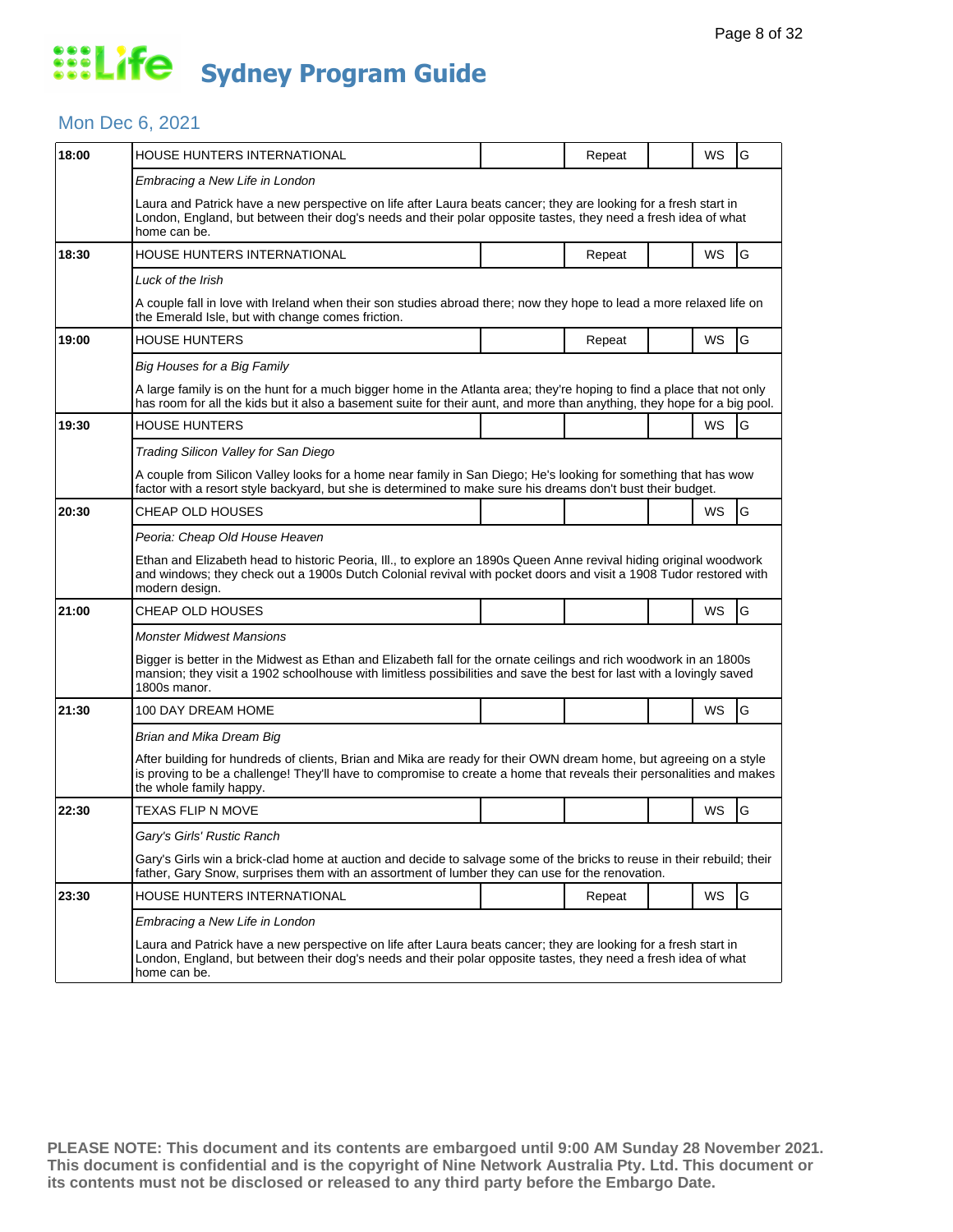# Sydney Program Guide

## Mon Dec 6, 2021

| Time | Program | | Repeat | | WS | Rating |
|---|---|---|---|---|---|---|
| 18:00 | HOUSE HUNTERS INTERNATIONAL | | Repeat | | WS | G |
| | *Embracing a New Life in London* | | | | | |
| | Laura and Patrick have a new perspective on life after Laura beats cancer; they are looking for a fresh start in London, England, but between their dog's needs and their polar opposite tastes, they need a fresh idea of what home can be. | | | | | |
| 18:30 | HOUSE HUNTERS INTERNATIONAL | | Repeat | | WS | G |
| | *Luck of the Irish* | | | | | |
| | A couple fall in love with Ireland when their son studies abroad there; now they hope to lead a more relaxed life on the Emerald Isle, but with change comes friction. | | | | | |
| 19:00 | HOUSE HUNTERS | | Repeat | | WS | G |
| | *Big Houses for a Big Family* | | | | | |
| | A large family is on the hunt for a much bigger home in the Atlanta area; they're hoping to find a place that not only has room for all the kids but it also a basement suite for their aunt, and more than anything, they hope for a big pool. | | | | | |
| 19:30 | HOUSE HUNTERS | | | | WS | G |
| | *Trading Silicon Valley for San Diego* | | | | | |
| | A couple from Silicon Valley looks for a home near family in San Diego; He's looking for something that has wow factor with a resort style backyard, but she is determined to make sure his dreams don't bust their budget. | | | | | |
| 20:30 | CHEAP OLD HOUSES | | | | WS | G |
| | *Peoria: Cheap Old House Heaven* | | | | | |
| | Ethan and Elizabeth head to historic Peoria, Ill., to explore an 1890s Queen Anne revival hiding original woodwork and windows; they check out a 1900s Dutch Colonial revival with pocket doors and visit a 1908 Tudor restored with modern design. | | | | | |
| 21:00 | CHEAP OLD HOUSES | | | | WS | G |
| | *Monster Midwest Mansions* | | | | | |
| | Bigger is better in the Midwest as Ethan and Elizabeth fall for the ornate ceilings and rich woodwork in an 1800s mansion; they visit a 1902 schoolhouse with limitless possibilities and save the best for last with a lovingly saved 1800s manor. | | | | | |
| 21:30 | 100 DAY DREAM HOME | | | | WS | G |
| | *Brian and Mika Dream Big* | | | | | |
| | After building for hundreds of clients, Brian and Mika are ready for their OWN dream home, but agreeing on a style is proving to be a challenge! They'll have to compromise to create a home that reveals their personalities and makes the whole family happy. | | | | | |
| 22:30 | TEXAS FLIP N MOVE | | | | WS | G |
| | *Gary's Girls' Rustic Ranch* | | | | | |
| | Gary's Girls win a brick-clad home at auction and decide to salvage some of the bricks to reuse in their rebuild; their father, Gary Snow, surprises them with an assortment of lumber they can use for the renovation. | | | | | |
| 23:30 | HOUSE HUNTERS INTERNATIONAL | | Repeat | | WS | G |
| | *Embracing a New Life in London* | | | | | |
| | Laura and Patrick have a new perspective on life after Laura beats cancer; they are looking for a fresh start in London, England, but between their dog's needs and their polar opposite tastes, they need a fresh idea of what home can be. | | | | | |

**PLEASE NOTE: This document and its contents are embargoed until 9:00 AM Sunday 28 November 2021. This document is confidential and is the copyright of Nine Network Australia Pty. Ltd. This document or its contents must not be disclosed or released to any third party before the Embargo Date.**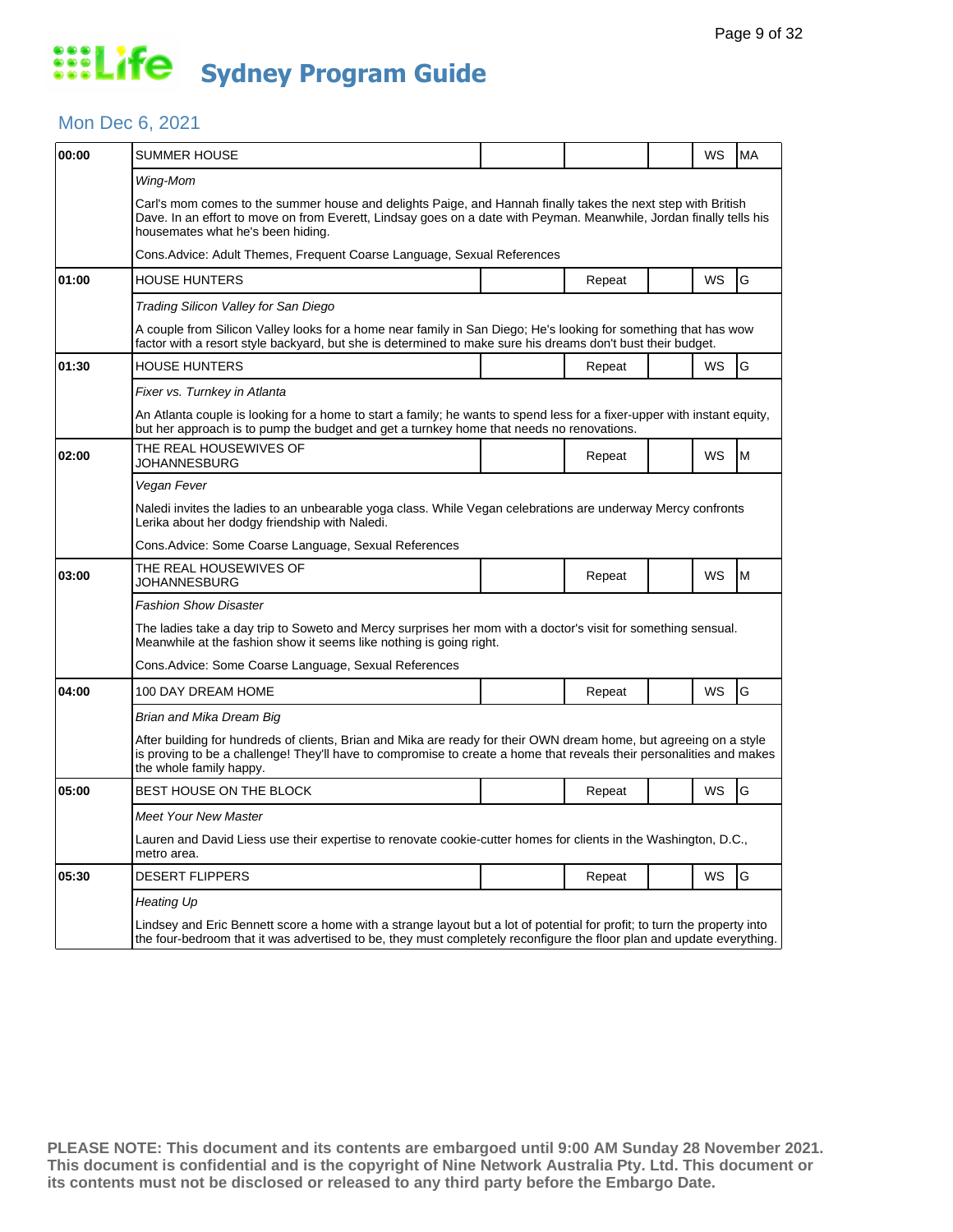# Life Sydney Program Guide

## Mon Dec 6, 2021

| Time | Program | | | | | |
|---|---|---|---|---|---|---|
| 00:00 | SUMMER HOUSE | | | | WS | MA |
| | *Wing-Mom* | | | | | |
| | Carl's mom comes to the summer house and delights Paige, and Hannah finally takes the next step with British Dave. In an effort to move on from Everett, Lindsay goes on a date with Peyman. Meanwhile, Jordan finally tells his housemates what he's been hiding. | | | | | |
| | Cons.Advice: Adult Themes, Frequent Coarse Language, Sexual References | | | | | |
| 01:00 | HOUSE HUNTERS | | Repeat | | WS | G |
| | *Trading Silicon Valley for San Diego* | | | | | |
| | A couple from Silicon Valley looks for a home near family in San Diego; He's looking for something that has wow factor with a resort style backyard, but she is determined to make sure his dreams don't bust their budget. | | | | | |
| 01:30 | HOUSE HUNTERS | | Repeat | | WS | G |
| | *Fixer vs. Turnkey in Atlanta* | | | | | |
| | An Atlanta couple is looking for a home to start a family; he wants to spend less for a fixer-upper with instant equity, but her approach is to pump the budget and get a turnkey home that needs no renovations. | | | | | |
| 02:00 | THE REAL HOUSEWIVES OF JOHANNESBURG | | Repeat | | WS | M |
| | *Vegan Fever* | | | | | |
| | Naledi invites the ladies to an unbearable yoga class. While Vegan celebrations are underway Mercy confronts Lerika about her dodgy friendship with Naledi. | | | | | |
| | Cons.Advice: Some Coarse Language, Sexual References | | | | | |
| 03:00 | THE REAL HOUSEWIVES OF JOHANNESBURG | | Repeat | | WS | M |
| | *Fashion Show Disaster* | | | | | |
| | The ladies take a day trip to Soweto and Mercy surprises her mom with a doctor's visit for something sensual. Meanwhile at the fashion show it seems like nothing is going right. | | | | | |
| | Cons.Advice: Some Coarse Language, Sexual References | | | | | |
| 04:00 | 100 DAY DREAM HOME | | Repeat | | WS | G |
| | *Brian and Mika Dream Big* | | | | | |
| | After building for hundreds of clients, Brian and Mika are ready for their OWN dream home, but agreeing on a style is proving to be a challenge! They'll have to compromise to create a home that reveals their personalities and makes the whole family happy. | | | | | |
| 05:00 | BEST HOUSE ON THE BLOCK | | Repeat | | WS | G |
| | *Meet Your New Master* | | | | | |
| | Lauren and David Liess use their expertise to renovate cookie-cutter homes for clients in the Washington, D.C., metro area. | | | | | |
| 05:30 | DESERT FLIPPERS | | Repeat | | WS | G |
| | *Heating Up* | | | | | |
| | Lindsey and Eric Bennett score a home with a strange layout but a lot of potential for profit; to turn the property into the four-bedroom that it was advertised to be, they must completely reconfigure the floor plan and update everything. | | | | | |

**PLEASE NOTE: This document and its contents are embargoed until 9:00 AM Sunday 28 November 2021. This document is confidential and is the copyright of Nine Network Australia Pty. Ltd. This document or its contents must not be disclosed or released to any third party before the Embargo Date.**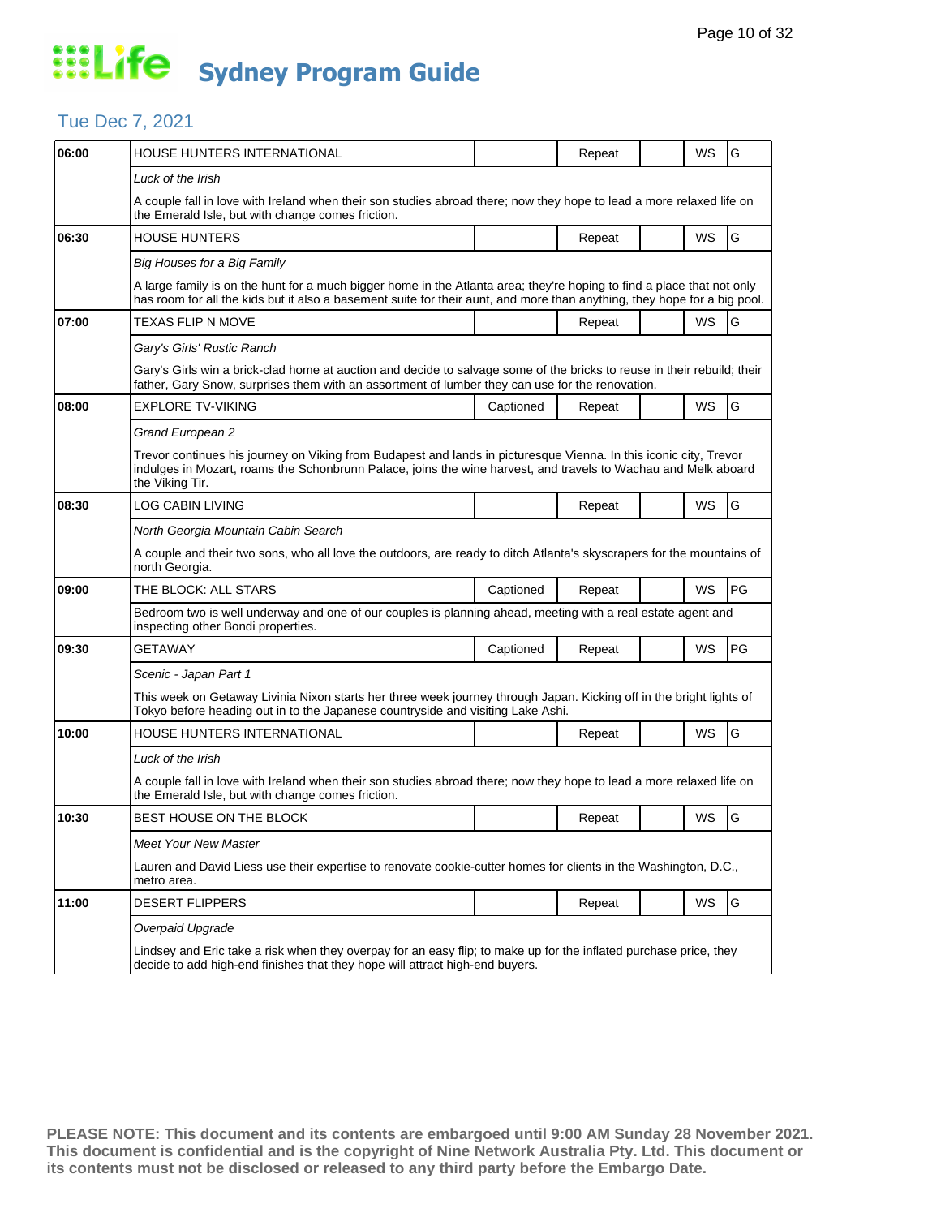# Life Sydney Program Guide

## Tue Dec 7, 2021

| Time | Program | Captioned | Repeat | | WS | Rating |
|---|---|---|---|---|---|---|
| 06:00 | HOUSE HUNTERS INTERNATIONAL | | Repeat | | WS | G |
| | *Luck of the Irish* | | | | | |
| | A couple fall in love with Ireland when their son studies abroad there; now they hope to lead a more relaxed life on the Emerald Isle, but with change comes friction. | | | | | |
| 06:30 | HOUSE HUNTERS | | Repeat | | WS | G |
| | *Big Houses for a Big Family* | | | | | |
| | A large family is on the hunt for a much bigger home in the Atlanta area; they're hoping to find a place that not only has room for all the kids but it also a basement suite for their aunt, and more than anything, they hope for a big pool. | | | | | |
| 07:00 | TEXAS FLIP N MOVE | | Repeat | | WS | G |
| | *Gary's Girls' Rustic Ranch* | | | | | |
| | Gary's Girls win a brick-clad home at auction and decide to salvage some of the bricks to reuse in their rebuild; their father, Gary Snow, surprises them with an assortment of lumber they can use for the renovation. | | | | | |
| 08:00 | EXPLORE TV-VIKING | Captioned | Repeat | | WS | G |
| | *Grand European 2* | | | | | |
| | Trevor continues his journey on Viking from Budapest and lands in picturesque Vienna. In this iconic city, Trevor indulges in Mozart, roams the Schonbrunn Palace, joins the wine harvest, and travels to Wachau and Melk aboard the Viking Tir. | | | | | |
| 08:30 | LOG CABIN LIVING | | Repeat | | WS | G |
| | *North Georgia Mountain Cabin Search* | | | | | |
| | A couple and their two sons, who all love the outdoors, are ready to ditch Atlanta's skyscrapers for the mountains of north Georgia. | | | | | |
| 09:00 | THE BLOCK: ALL STARS | Captioned | Repeat | | WS | PG |
| | Bedroom two is well underway and one of our couples is planning ahead, meeting with a real estate agent and inspecting other Bondi properties. | | | | | |
| 09:30 | GETAWAY | Captioned | Repeat | | WS | PG |
| | *Scenic - Japan Part 1* | | | | | |
| | This week on Getaway Livinia Nixon starts her three week journey through Japan. Kicking off in the bright lights of Tokyo before heading out in to the Japanese countryside and visiting Lake Ashi. | | | | | |
| 10:00 | HOUSE HUNTERS INTERNATIONAL | | Repeat | | WS | G |
| | *Luck of the Irish* | | | | | |
| | A couple fall in love with Ireland when their son studies abroad there; now they hope to lead a more relaxed life on the Emerald Isle, but with change comes friction. | | | | | |
| 10:30 | BEST HOUSE ON THE BLOCK | | Repeat | | WS | G |
| | *Meet Your New Master* | | | | | |
| | Lauren and David Liess use their expertise to renovate cookie-cutter homes for clients in the Washington, D.C., metro area. | | | | | |
| 11:00 | DESERT FLIPPERS | | Repeat | | WS | G |
| | *Overpaid Upgrade* | | | | | |
| | Lindsey and Eric take a risk when they overpay for an easy flip; to make up for the inflated purchase price, they decide to add high-end finishes that they hope will attract high-end buyers. | | | | | |

**PLEASE NOTE: This document and its contents are embargoed until 9:00 AM Sunday 28 November 2021. This document is confidential and is the copyright of Nine Network Australia Pty. Ltd. This document or its contents must not be disclosed or released to any third party before the Embargo Date.**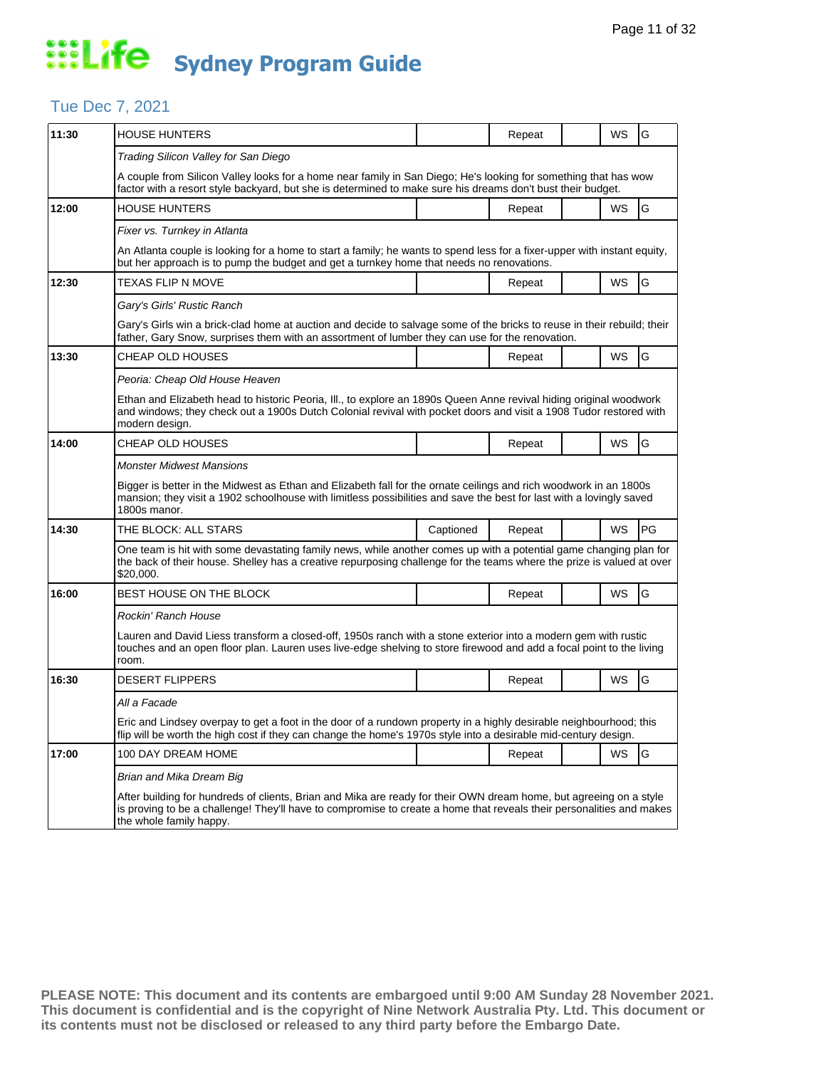# Life Sydney Program Guide

## Tue Dec 7, 2021

| Time | Program | Captioned | Repeat | | WS | Rating |
|---|---|---|---|---|---|---|
| 11:30 | HOUSE HUNTERS | | Repeat | | WS | G |
| | *Trading Silicon Valley for San Diego* | | | | | |
| | A couple from Silicon Valley looks for a home near family in San Diego; He's looking for something that has wow factor with a resort style backyard, but she is determined to make sure his dreams don't bust their budget. | | | | | |
| 12:00 | HOUSE HUNTERS | | Repeat | | WS | G |
| | *Fixer vs. Turnkey in Atlanta* | | | | | |
| | An Atlanta couple is looking for a home to start a family; he wants to spend less for a fixer-upper with instant equity, but her approach is to pump the budget and get a turnkey home that needs no renovations. | | | | | |
| 12:30 | TEXAS FLIP N MOVE | | Repeat | | WS | G |
| | *Gary's Girls' Rustic Ranch* | | | | | |
| | Gary's Girls win a brick-clad home at auction and decide to salvage some of the bricks to reuse in their rebuild; their father, Gary Snow, surprises them with an assortment of lumber they can use for the renovation. | | | | | |
| 13:30 | CHEAP OLD HOUSES | | Repeat | | WS | G |
| | *Peoria: Cheap Old House Heaven* | | | | | |
| | Ethan and Elizabeth head to historic Peoria, Ill., to explore an 1890s Queen Anne revival hiding original woodwork and windows; they check out a 1900s Dutch Colonial revival with pocket doors and visit a 1908 Tudor restored with modern design. | | | | | |
| 14:00 | CHEAP OLD HOUSES | | Repeat | | WS | G |
| | *Monster Midwest Mansions* | | | | | |
| | Bigger is better in the Midwest as Ethan and Elizabeth fall for the ornate ceilings and rich woodwork in an 1800s mansion; they visit a 1902 schoolhouse with limitless possibilities and save the best for last with a lovingly saved 1800s manor. | | | | | |
| 14:30 | THE BLOCK: ALL STARS | Captioned | Repeat | | WS | PG |
| | One team is hit with some devastating family news, while another comes up with a potential game changing plan for the back of their house. Shelley has a creative repurposing challenge for the teams where the prize is valued at over $20,000. | | | | | |
| 16:00 | BEST HOUSE ON THE BLOCK | | Repeat | | WS | G |
| | *Rockin' Ranch House* | | | | | |
| | Lauren and David Liess transform a closed-off, 1950s ranch with a stone exterior into a modern gem with rustic touches and an open floor plan. Lauren uses live-edge shelving to store firewood and add a focal point to the living room. | | | | | |
| 16:30 | DESERT FLIPPERS | | Repeat | | WS | G |
| | *All a Facade* | | | | | |
| | Eric and Lindsey overpay to get a foot in the door of a rundown property in a highly desirable neighbourhood; this flip will be worth the high cost if they can change the home's 1970s style into a desirable mid-century design. | | | | | |
| 17:00 | 100 DAY DREAM HOME | | Repeat | | WS | G |
| | *Brian and Mika Dream Big* | | | | | |
| | After building for hundreds of clients, Brian and Mika are ready for their OWN dream home, but agreeing on a style is proving to be a challenge! They'll have to compromise to create a home that reveals their personalities and makes the whole family happy. | | | | | |

**PLEASE NOTE: This document and its contents are embargoed until 9:00 AM Sunday 28 November 2021. This document is confidential and is the copyright of Nine Network Australia Pty. Ltd. This document or its contents must not be disclosed or released to any third party before the Embargo Date.**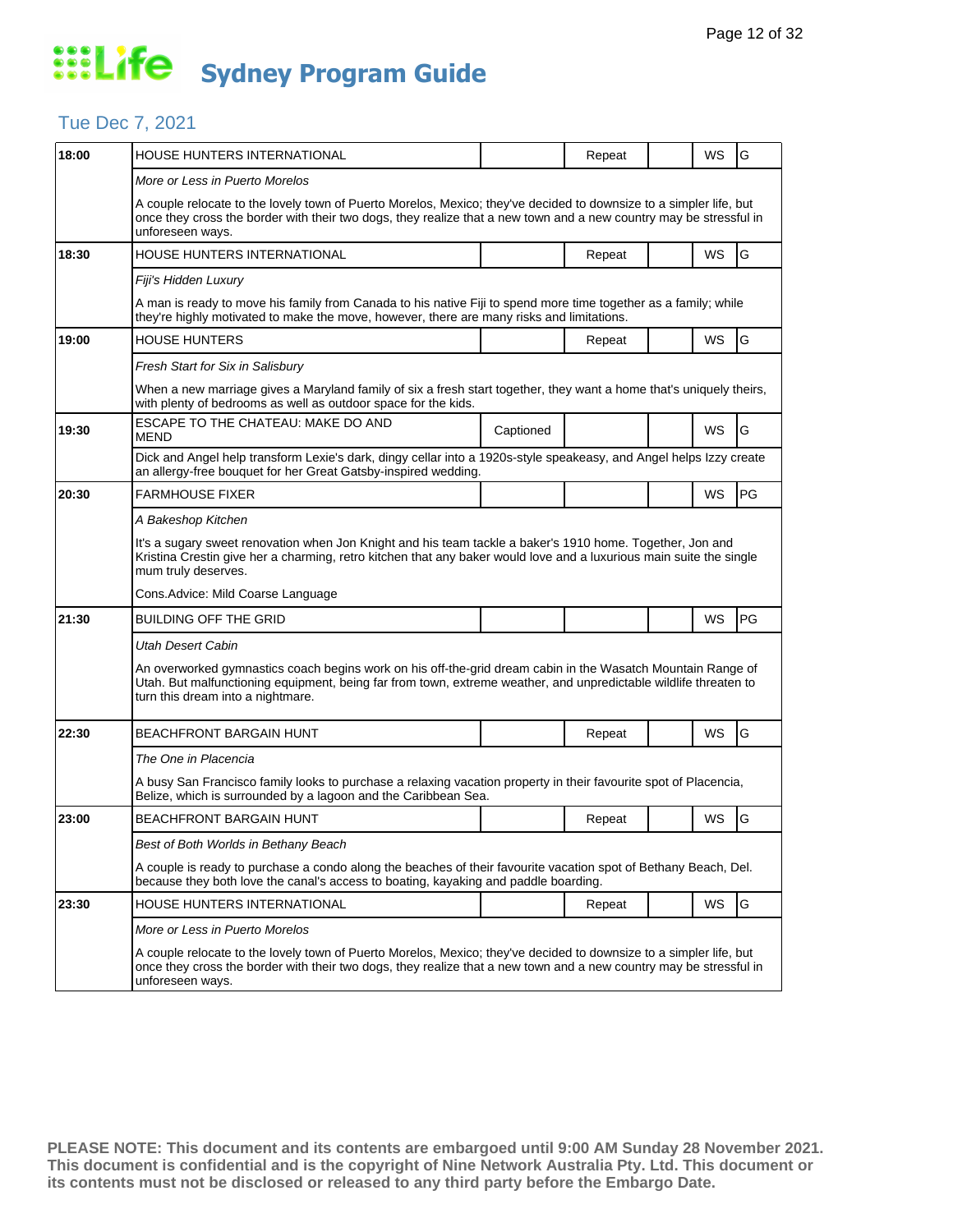# Life Sydney Program Guide

## Tue Dec 7, 2021

| Time | Program | Captioned | Repeat | | WS | Rating |
|---|---|---|---|---|---|---|
| 18:00 | HOUSE HUNTERS INTERNATIONAL | | Repeat | | WS | G |
| | *More or Less in Puerto Morelos* | | | | | |
| | A couple relocate to the lovely town of Puerto Morelos, Mexico; they've decided to downsize to a simpler life, but once they cross the border with their two dogs, they realize that a new town and a new country may be stressful in unforeseen ways. | | | | | |
| 18:30 | HOUSE HUNTERS INTERNATIONAL | | Repeat | | WS | G |
| | *Fiji's Hidden Luxury* | | | | | |
| | A man is ready to move his family from Canada to his native Fiji to spend more time together as a family; while they're highly motivated to make the move, however, there are many risks and limitations. | | | | | |
| 19:00 | HOUSE HUNTERS | | Repeat | | WS | G |
| | *Fresh Start for Six in Salisbury* | | | | | |
| | When a new marriage gives a Maryland family of six a fresh start together, they want a home that's uniquely theirs, with plenty of bedrooms as well as outdoor space for the kids. | | | | | |
| 19:30 | ESCAPE TO THE CHATEAU: MAKE DO AND MEND | Captioned | | | WS | G |
| | Dick and Angel help transform Lexie's dark, dingy cellar into a 1920s-style speakeasy, and Angel helps Izzy create an allergy-free bouquet for her Great Gatsby-inspired wedding. | | | | | |
| 20:30 | FARMHOUSE FIXER | | | | WS | PG |
| | *A Bakeshop Kitchen* | | | | | |
| | It's a sugary sweet renovation when Jon Knight and his team tackle a baker's 1910 home. Together, Jon and Kristina Crestin give her a charming, retro kitchen that any baker would love and a luxurious main suite the single mum truly deserves. | | | | | |
| | Cons.Advice: Mild Coarse Language | | | | | |
| 21:30 | BUILDING OFF THE GRID | | | | WS | PG |
| | *Utah Desert Cabin* | | | | | |
| | An overworked gymnastics coach begins work on his off-the-grid dream cabin in the Wasatch Mountain Range of Utah. But malfunctioning equipment, being far from town, extreme weather, and unpredictable wildlife threaten to turn this dream into a nightmare. | | | | | |
| 22:30 | BEACHFRONT BARGAIN HUNT | | Repeat | | WS | G |
| | *The One in Placencia* | | | | | |
| | A busy San Francisco family looks to purchase a relaxing vacation property in their favourite spot of Placencia, Belize, which is surrounded by a lagoon and the Caribbean Sea. | | | | | |
| 23:00 | BEACHFRONT BARGAIN HUNT | | Repeat | | WS | G |
| | *Best of Both Worlds in Bethany Beach* | | | | | |
| | A couple is ready to purchase a condo along the beaches of their favourite vacation spot of Bethany Beach, Del. because they both love the canal's access to boating, kayaking and paddle boarding. | | | | | |
| 23:30 | HOUSE HUNTERS INTERNATIONAL | | Repeat | | WS | G |
| | *More or Less in Puerto Morelos* | | | | | |
| | A couple relocate to the lovely town of Puerto Morelos, Mexico; they've decided to downsize to a simpler life, but once they cross the border with their two dogs, they realize that a new town and a new country may be stressful in unforeseen ways. | | | | | |

**PLEASE NOTE: This document and its contents are embargoed until 9:00 AM Sunday 28 November 2021. This document is confidential and is the copyright of Nine Network Australia Pty. Ltd. This document or its contents must not be disclosed or released to any third party before the Embargo Date.**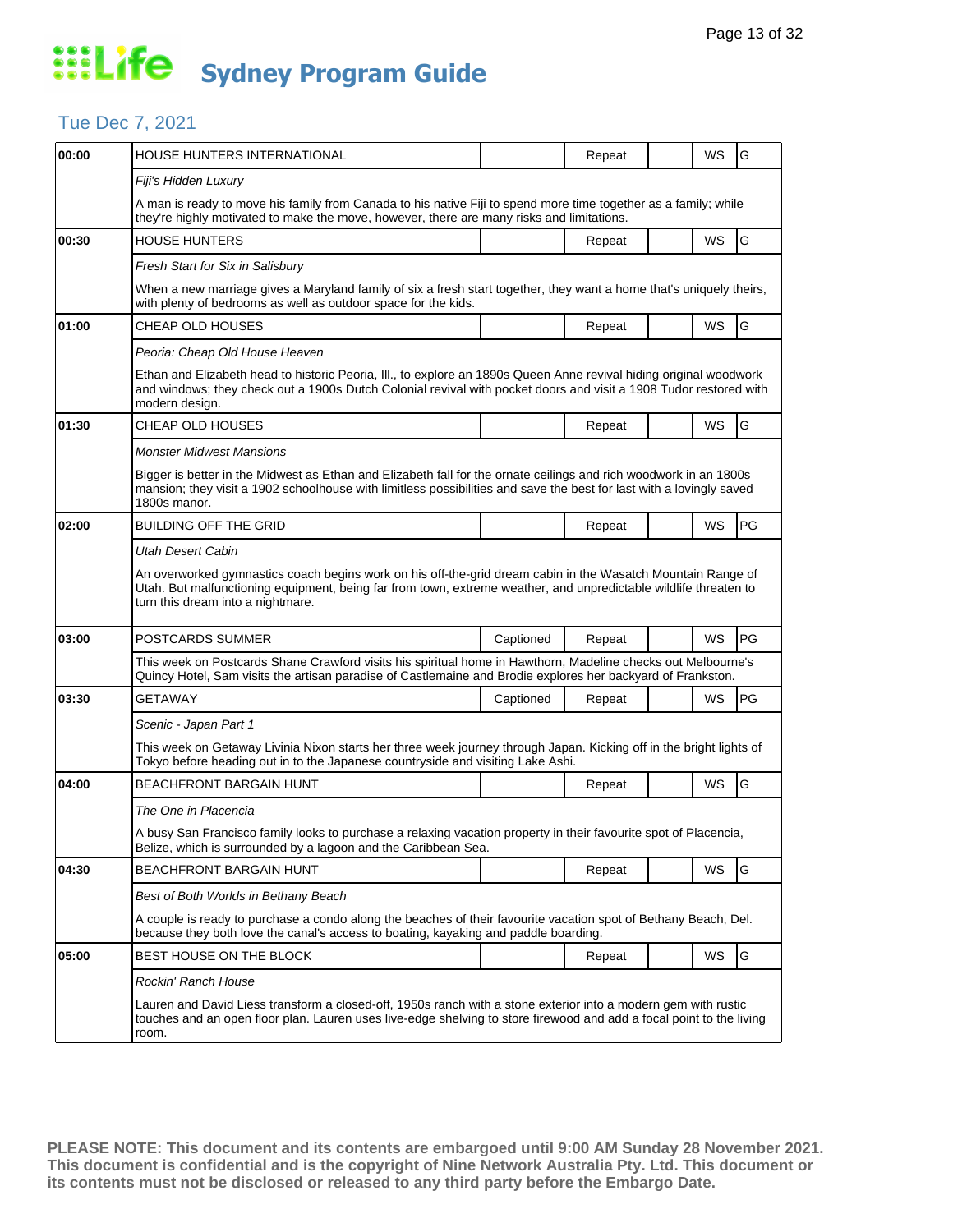# Life Sydney Program Guide

## Tue Dec 7, 2021

| Time | Program | Captioned | Repeat | | WS | Rating |
|---|---|---|---|---|---|---|
| 00:00 | HOUSE HUNTERS INTERNATIONAL | | Repeat | | WS | G |
| | *Fiji's Hidden Luxury* | | | | | |
| | A man is ready to move his family from Canada to his native Fiji to spend more time together as a family; while they're highly motivated to make the move, however, there are many risks and limitations. | | | | | |
| 00:30 | HOUSE HUNTERS | | Repeat | | WS | G |
| | *Fresh Start for Six in Salisbury* | | | | | |
| | When a new marriage gives a Maryland family of six a fresh start together, they want a home that's uniquely theirs, with plenty of bedrooms as well as outdoor space for the kids. | | | | | |
| 01:00 | CHEAP OLD HOUSES | | Repeat | | WS | G |
| | *Peoria: Cheap Old House Heaven* | | | | | |
| | Ethan and Elizabeth head to historic Peoria, Ill., to explore an 1890s Queen Anne revival hiding original woodwork and windows; they check out a 1900s Dutch Colonial revival with pocket doors and visit a 1908 Tudor restored with modern design. | | | | | |
| 01:30 | CHEAP OLD HOUSES | | Repeat | | WS | G |
| | *Monster Midwest Mansions* | | | | | |
| | Bigger is better in the Midwest as Ethan and Elizabeth fall for the ornate ceilings and rich woodwork in an 1800s mansion; they visit a 1902 schoolhouse with limitless possibilities and save the best for last with a lovingly saved 1800s manor. | | | | | |
| 02:00 | BUILDING OFF THE GRID | | Repeat | | WS | PG |
| | *Utah Desert Cabin* | | | | | |
| | An overworked gymnastics coach begins work on his off-the-grid dream cabin in the Wasatch Mountain Range of Utah. But malfunctioning equipment, being far from town, extreme weather, and unpredictable wildlife threaten to turn this dream into a nightmare. | | | | | |
| 03:00 | POSTCARDS SUMMER | Captioned | Repeat | | WS | PG |
| | This week on Postcards Shane Crawford visits his spiritual home in Hawthorn, Madeline checks out Melbourne's Quincy Hotel, Sam visits the artisan paradise of Castlemaine and Brodie explores her backyard of Frankston. | | | | | |
| 03:30 | GETAWAY | Captioned | Repeat | | WS | PG |
| | *Scenic - Japan Part 1* | | | | | |
| | This week on Getaway Livinia Nixon starts her three week journey through Japan. Kicking off in the bright lights of Tokyo before heading out in to the Japanese countryside and visiting Lake Ashi. | | | | | |
| 04:00 | BEACHFRONT BARGAIN HUNT | | Repeat | | WS | G |
| | *The One in Placencia* | | | | | |
| | A busy San Francisco family looks to purchase a relaxing vacation property in their favourite spot of Placencia, Belize, which is surrounded by a lagoon and the Caribbean Sea. | | | | | |
| 04:30 | BEACHFRONT BARGAIN HUNT | | Repeat | | WS | G |
| | *Best of Both Worlds in Bethany Beach* | | | | | |
| | A couple is ready to purchase a condo along the beaches of their favourite vacation spot of Bethany Beach, Del. because they both love the canal's access to boating, kayaking and paddle boarding. | | | | | |
| 05:00 | BEST HOUSE ON THE BLOCK | | Repeat | | WS | G |
| | *Rockin' Ranch House* | | | | | |
| | Lauren and David Liess transform a closed-off, 1950s ranch with a stone exterior into a modern gem with rustic touches and an open floor plan. Lauren uses live-edge shelving to store firewood and add a focal point to the living room. | | | | | |

**PLEASE NOTE: This document and its contents are embargoed until 9:00 AM Sunday 28 November 2021. This document is confidential and is the copyright of Nine Network Australia Pty. Ltd. This document or its contents must not be disclosed or released to any third party before the Embargo Date.**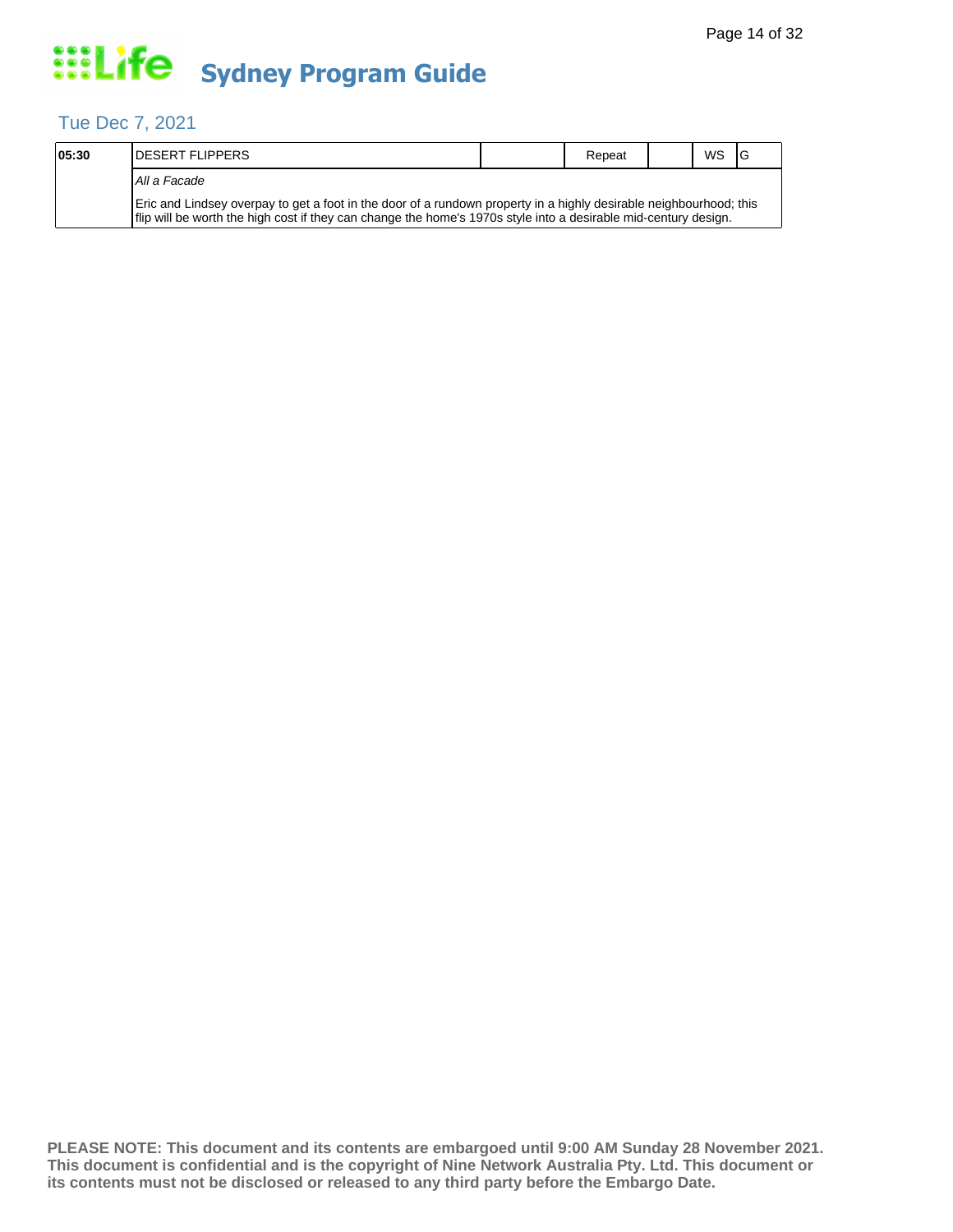# Sydney Program Guide

## Tue Dec 7, 2021

| 05:30 | DESERT FLIPPERS | | Repeat | | WS | G |
|---|---|---|---|---|---|---|
| | *All a Facade* | | | | | |
| | Eric and Lindsey overpay to get a foot in the door of a rundown property in a highly desirable neighbourhood; this flip will be worth the high cost if they can change the home's 1970s style into a desirable mid-century design. | | | | | |

**PLEASE NOTE: This document and its contents are embargoed until 9:00 AM Sunday 28 November 2021. This document is confidential and is the copyright of Nine Network Australia Pty. Ltd. This document or its contents must not be disclosed or released to any third party before the Embargo Date.**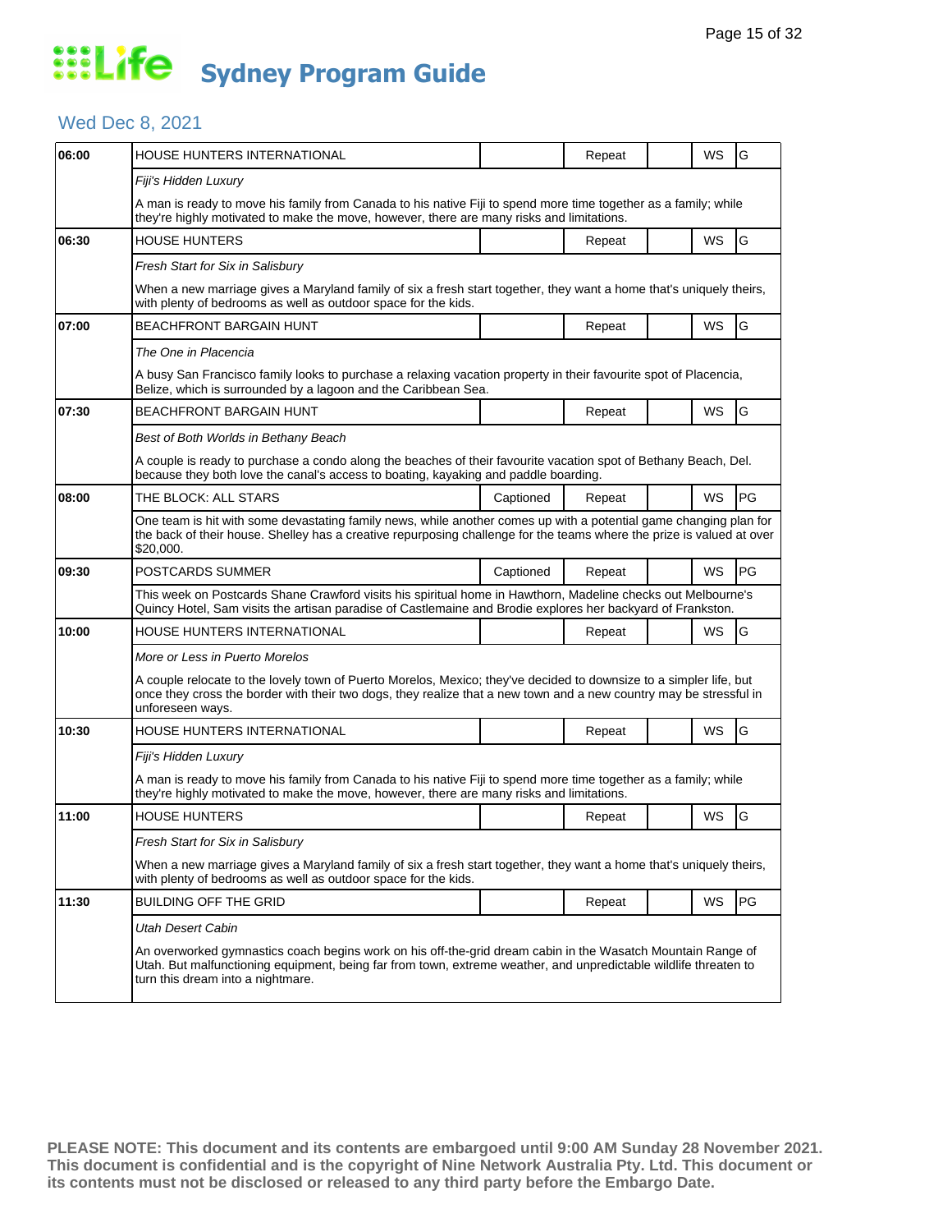# Life Sydney Program Guide

## Wed Dec 8, 2021

| Time | Program | Captioned | Repeat | | WS | Rating |
|---|---|---|---|---|---|---|
| 06:00 | HOUSE HUNTERS INTERNATIONAL | | Repeat | | WS | G |
| | *Fiji's Hidden Luxury* | | | | | |
| | A man is ready to move his family from Canada to his native Fiji to spend more time together as a family; while they're highly motivated to make the move, however, there are many risks and limitations. | | | | | |
| 06:30 | HOUSE HUNTERS | | Repeat | | WS | G |
| | *Fresh Start for Six in Salisbury* | | | | | |
| | When a new marriage gives a Maryland family of six a fresh start together, they want a home that's uniquely theirs, with plenty of bedrooms as well as outdoor space for the kids. | | | | | |
| 07:00 | BEACHFRONT BARGAIN HUNT | | Repeat | | WS | G |
| | *The One in Placencia* | | | | | |
| | A busy San Francisco family looks to purchase a relaxing vacation property in their favourite spot of Placencia, Belize, which is surrounded by a lagoon and the Caribbean Sea. | | | | | |
| 07:30 | BEACHFRONT BARGAIN HUNT | | Repeat | | WS | G |
| | *Best of Both Worlds in Bethany Beach* | | | | | |
| | A couple is ready to purchase a condo along the beaches of their favourite vacation spot of Bethany Beach, Del. because they both love the canal's access to boating, kayaking and paddle boarding. | | | | | |
| 08:00 | THE BLOCK: ALL STARS | Captioned | Repeat | | WS | PG |
| | One team is hit with some devastating family news, while another comes up with a potential game changing plan for the back of their house. Shelley has a creative repurposing challenge for the teams where the prize is valued at over $20,000. | | | | | |
| 09:30 | POSTCARDS SUMMER | Captioned | Repeat | | WS | PG |
| | This week on Postcards Shane Crawford visits his spiritual home in Hawthorn, Madeline checks out Melbourne's Quincy Hotel, Sam visits the artisan paradise of Castlemaine and Brodie explores her backyard of Frankston. | | | | | |
| 10:00 | HOUSE HUNTERS INTERNATIONAL | | Repeat | | WS | G |
| | *More or Less in Puerto Morelos* | | | | | |
| | A couple relocate to the lovely town of Puerto Morelos, Mexico; they've decided to downsize to a simpler life, but once they cross the border with their two dogs, they realize that a new town and a new country may be stressful in unforeseen ways. | | | | | |
| 10:30 | HOUSE HUNTERS INTERNATIONAL | | Repeat | | WS | G |
| | *Fiji's Hidden Luxury* | | | | | |
| | A man is ready to move his family from Canada to his native Fiji to spend more time together as a family; while they're highly motivated to make the move, however, there are many risks and limitations. | | | | | |
| 11:00 | HOUSE HUNTERS | | Repeat | | WS | G |
| | *Fresh Start for Six in Salisbury* | | | | | |
| | When a new marriage gives a Maryland family of six a fresh start together, they want a home that's uniquely theirs, with plenty of bedrooms as well as outdoor space for the kids. | | | | | |
| 11:30 | BUILDING OFF THE GRID | | Repeat | | WS | PG |
| | *Utah Desert Cabin* | | | | | |
| | An overworked gymnastics coach begins work on his off-the-grid dream cabin in the Wasatch Mountain Range of Utah. But malfunctioning equipment, being far from town, extreme weather, and unpredictable wildlife threaten to turn this dream into a nightmare. | | | | | |

**PLEASE NOTE: This document and its contents are embargoed until 9:00 AM Sunday 28 November 2021. This document is confidential and is the copyright of Nine Network Australia Pty. Ltd. This document or its contents must not be disclosed or released to any third party before the Embargo Date.**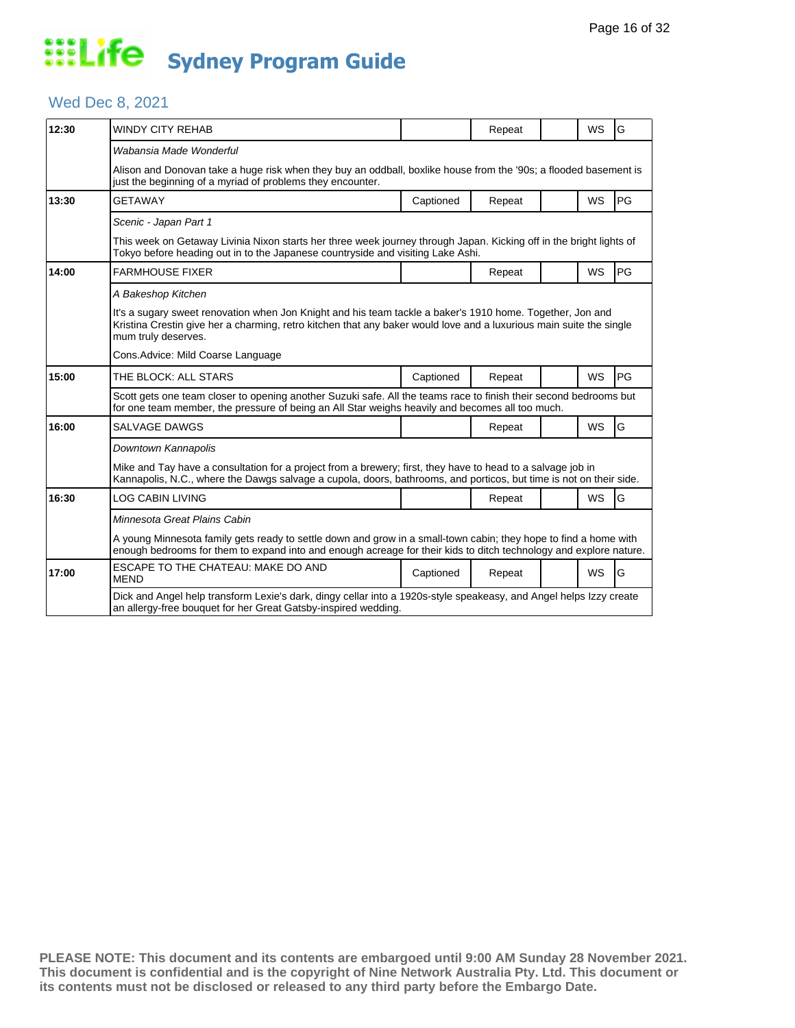# Life Sydney Program Guide

## Wed Dec 8, 2021

| Time | Program | Captioned | Repeat | | WS | Rating |
|---|---|---|---|---|---|---|
| 12:30 | WINDY CITY REHAB | | Repeat | | WS | G |
| | *Wabansia Made Wonderful* | | | | | |
| | Alison and Donovan take a huge risk when they buy an oddball, boxlike house from the '90s; a flooded basement is just the beginning of a myriad of problems they encounter. | | | | | |
| 13:30 | GETAWAY | Captioned | Repeat | | WS | PG |
| | *Scenic - Japan Part 1* | | | | | |
| | This week on Getaway Livinia Nixon starts her three week journey through Japan. Kicking off in the bright lights of Tokyo before heading out in to the Japanese countryside and visiting Lake Ashi. | | | | | |
| 14:00 | FARMHOUSE FIXER | | Repeat | | WS | PG |
| | *A Bakeshop Kitchen* | | | | | |
| | It's a sugary sweet renovation when Jon Knight and his team tackle a baker's 1910 home. Together, Jon and Kristina Crestin give her a charming, retro kitchen that any baker would love and a luxurious main suite the single mum truly deserves. | | | | | |
| | Cons.Advice: Mild Coarse Language | | | | | |
| 15:00 | THE BLOCK: ALL STARS | Captioned | Repeat | | WS | PG |
| | Scott gets one team closer to opening another Suzuki safe. All the teams race to finish their second bedrooms but for one team member, the pressure of being an All Star weighs heavily and becomes all too much. | | | | | |
| 16:00 | SALVAGE DAWGS | | Repeat | | WS | G |
| | *Downtown Kannapolis* | | | | | |
| | Mike and Tay have a consultation for a project from a brewery; first, they have to head to a salvage job in Kannapolis, N.C., where the Dawgs salvage a cupola, doors, bathrooms, and porticos, but time is not on their side. | | | | | |
| 16:30 | LOG CABIN LIVING | | Repeat | | WS | G |
| | *Minnesota Great Plains Cabin* | | | | | |
| | A young Minnesota family gets ready to settle down and grow in a small-town cabin; they hope to find a home with enough bedrooms for them to expand into and enough acreage for their kids to ditch technology and explore nature. | | | | | |
| 17:00 | ESCAPE TO THE CHATEAU: MAKE DO AND MEND | Captioned | Repeat | | WS | G |
| | Dick and Angel help transform Lexie's dark, dingy cellar into a 1920s-style speakeasy, and Angel helps Izzy create an allergy-free bouquet for her Great Gatsby-inspired wedding. | | | | | |

**PLEASE NOTE: This document and its contents are embargoed until 9:00 AM Sunday 28 November 2021. This document is confidential and is the copyright of Nine Network Australia Pty. Ltd. This document or its contents must not be disclosed or released to any third party before the Embargo Date.**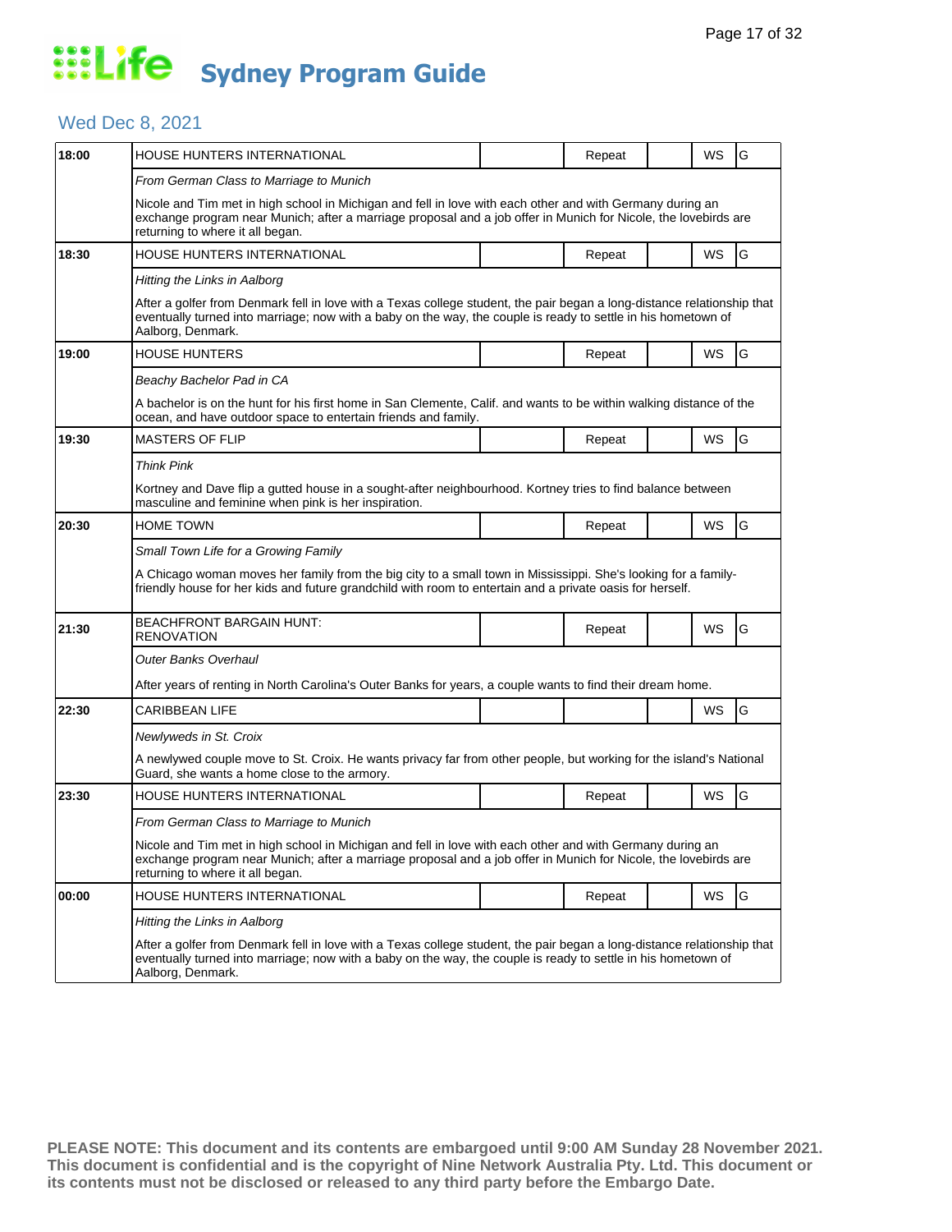# Life Sydney Program Guide

## Wed Dec 8, 2021

| Time | Program | | Status | | Format | Rating |
|---|---|---|---|---|---|---|
| 18:00 | HOUSE HUNTERS INTERNATIONAL | | Repeat | | WS | G |
| | *From German Class to Marriage to Munich* | | | | | |
| | Nicole and Tim met in high school in Michigan and fell in love with each other and with Germany during an exchange program near Munich; after a marriage proposal and a job offer in Munich for Nicole, the lovebirds are returning to where it all began. | | | | | |
| 18:30 | HOUSE HUNTERS INTERNATIONAL | | Repeat | | WS | G |
| | *Hitting the Links in Aalborg* | | | | | |
| | After a golfer from Denmark fell in love with a Texas college student, the pair began a long-distance relationship that eventually turned into marriage; now with a baby on the way, the couple is ready to settle in his hometown of Aalborg, Denmark. | | | | | |
| 19:00 | HOUSE HUNTERS | | Repeat | | WS | G |
| | *Beachy Bachelor Pad in CA* | | | | | |
| | A bachelor is on the hunt for his first home in San Clemente, Calif. and wants to be within walking distance of the ocean, and have outdoor space to entertain friends and family. | | | | | |
| 19:30 | MASTERS OF FLIP | | Repeat | | WS | G |
| | *Think Pink* | | | | | |
| | Kortney and Dave flip a gutted house in a sought-after neighbourhood. Kortney tries to find balance between masculine and feminine when pink is her inspiration. | | | | | |
| 20:30 | HOME TOWN | | Repeat | | WS | G |
| | *Small Town Life for a Growing Family* | | | | | |
| | A Chicago woman moves her family from the big city to a small town in Mississippi. She's looking for a family-friendly house for her kids and future grandchild with room to entertain and a private oasis for herself. | | | | | |
| 21:30 | BEACHFRONT BARGAIN HUNT: RENOVATION | | Repeat | | WS | G |
| | *Outer Banks Overhaul* | | | | | |
| | After years of renting in North Carolina's Outer Banks for years, a couple wants to find their dream home. | | | | | |
| 22:30 | CARIBBEAN LIFE | | | | WS | G |
| | *Newlyweds in St. Croix* | | | | | |
| | A newlywed couple move to St. Croix. He wants privacy far from other people, but working for the island's National Guard, she wants a home close to the armory. | | | | | |
| 23:30 | HOUSE HUNTERS INTERNATIONAL | | Repeat | | WS | G |
| | *From German Class to Marriage to Munich* | | | | | |
| | Nicole and Tim met in high school in Michigan and fell in love with each other and with Germany during an exchange program near Munich; after a marriage proposal and a job offer in Munich for Nicole, the lovebirds are returning to where it all began. | | | | | |
| 00:00 | HOUSE HUNTERS INTERNATIONAL | | Repeat | | WS | G |
| | *Hitting the Links in Aalborg* | | | | | |
| | After a golfer from Denmark fell in love with a Texas college student, the pair began a long-distance relationship that eventually turned into marriage; now with a baby on the way, the couple is ready to settle in his hometown of Aalborg, Denmark. | | | | | |

**PLEASE NOTE: This document and its contents are embargoed until 9:00 AM Sunday 28 November 2021. This document is confidential and is the copyright of Nine Network Australia Pty. Ltd. This document or its contents must not be disclosed or released to any third party before the Embargo Date.**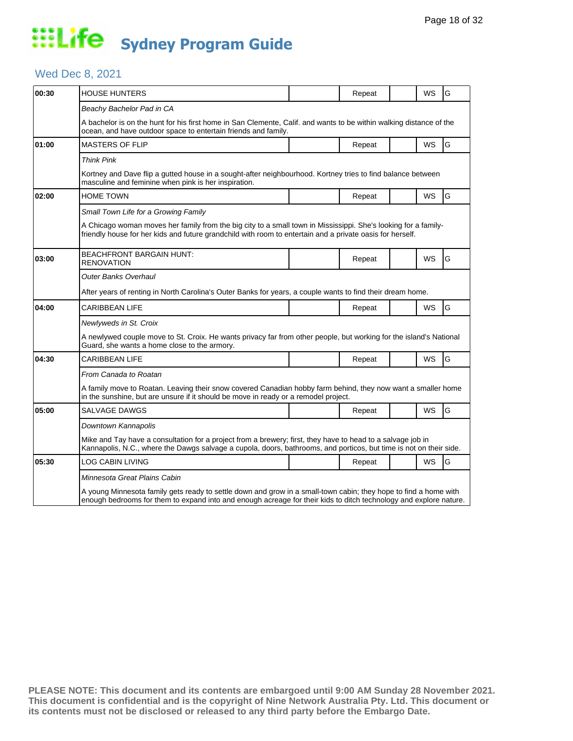# Life Sydney Program Guide

## Wed Dec 8, 2021

| Time | Program | | Repeat | | WS | Rating |
|---|---|---|---|---|---|---|
| 00:30 | HOUSE HUNTERS | | Repeat | | WS | G |
| | *Beachy Bachelor Pad in CA* | | | | | |
| | A bachelor is on the hunt for his first home in San Clemente, Calif. and wants to be within walking distance of the ocean, and have outdoor space to entertain friends and family. | | | | | |
| 01:00 | MASTERS OF FLIP | | Repeat | | WS | G |
| | *Think Pink* | | | | | |
| | Kortney and Dave flip a gutted house in a sought-after neighbourhood. Kortney tries to find balance between masculine and feminine when pink is her inspiration. | | | | | |
| 02:00 | HOME TOWN | | Repeat | | WS | G |
| | *Small Town Life for a Growing Family* | | | | | |
| | A Chicago woman moves her family from the big city to a small town in Mississippi. She's looking for a family-friendly house for her kids and future grandchild with room to entertain and a private oasis for herself. | | | | | |
| 03:00 | BEACHFRONT BARGAIN HUNT: RENOVATION | | Repeat | | WS | G |
| | *Outer Banks Overhaul* | | | | | |
| | After years of renting in North Carolina's Outer Banks for years, a couple wants to find their dream home. | | | | | |
| 04:00 | CARIBBEAN LIFE | | Repeat | | WS | G |
| | *Newlyweds in St. Croix* | | | | | |
| | A newlywed couple move to St. Croix. He wants privacy far from other people, but working for the island's National Guard, she wants a home close to the armory. | | | | | |
| 04:30 | CARIBBEAN LIFE | | Repeat | | WS | G |
| | *From Canada to Roatan* | | | | | |
| | A family move to Roatan. Leaving their snow covered Canadian hobby farm behind, they now want a smaller home in the sunshine, but are unsure if it should be move in ready or a remodel project. | | | | | |
| 05:00 | SALVAGE DAWGS | | Repeat | | WS | G |
| | *Downtown Kannapolis* | | | | | |
| | Mike and Tay have a consultation for a project from a brewery; first, they have to head to a salvage job in Kannapolis, N.C., where the Dawgs salvage a cupola, doors, bathrooms, and porticos, but time is not on their side. | | | | | |
| 05:30 | LOG CABIN LIVING | | Repeat | | WS | G |
| | *Minnesota Great Plains Cabin* | | | | | |
| | A young Minnesota family gets ready to settle down and grow in a small-town cabin; they hope to find a home with enough bedrooms for them to expand into and enough acreage for their kids to ditch technology and explore nature. | | | | | |

**PLEASE NOTE: This document and its contents are embargoed until 9:00 AM Sunday 28 November 2021. This document is confidential and is the copyright of Nine Network Australia Pty. Ltd. This document or its contents must not be disclosed or released to any third party before the Embargo Date.**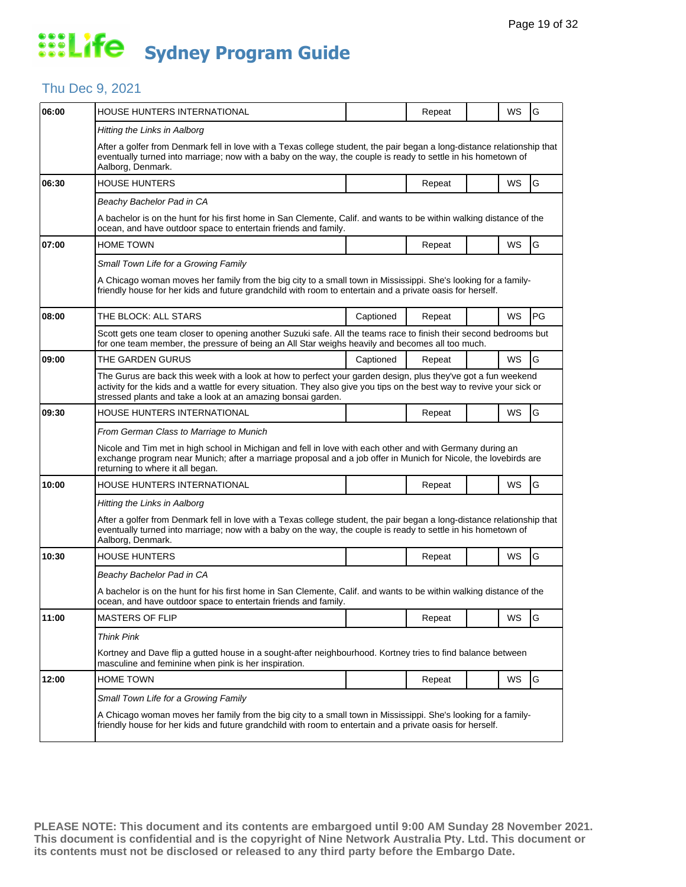# Sydney Program Guide

## Thu Dec 9, 2021

| Time | Program | Captioned | Repeat | | WS | Rating |
|---|---|---|---|---|---|---|
| 06:00 | HOUSE HUNTERS INTERNATIONAL | | Repeat | | WS | G |
| | *Hitting the Links in Aalborg* | | | | | |
| | After a golfer from Denmark fell in love with a Texas college student, the pair began a long-distance relationship that eventually turned into marriage; now with a baby on the way, the couple is ready to settle in his hometown of Aalborg, Denmark. | | | | | |
| 06:30 | HOUSE HUNTERS | | Repeat | | WS | G |
| | *Beachy Bachelor Pad in CA* | | | | | |
| | A bachelor is on the hunt for his first home in San Clemente, Calif. and wants to be within walking distance of the ocean, and have outdoor space to entertain friends and family. | | | | | |
| 07:00 | HOME TOWN | | Repeat | | WS | G |
| | *Small Town Life for a Growing Family* | | | | | |
| | A Chicago woman moves her family from the big city to a small town in Mississippi. She's looking for a family-friendly house for her kids and future grandchild with room to entertain and a private oasis for herself. | | | | | |
| 08:00 | THE BLOCK: ALL STARS | Captioned | Repeat | | WS | PG |
| | Scott gets one team closer to opening another Suzuki safe. All the teams race to finish their second bedrooms but for one team member, the pressure of being an All Star weighs heavily and becomes all too much. | | | | | |
| 09:00 | THE GARDEN GURUS | Captioned | Repeat | | WS | G |
| | The Gurus are back this week with a look at how to perfect your garden design, plus they've got a fun weekend activity for the kids and a wattle for every situation. They also give you tips on the best way to revive your sick or stressed plants and take a look at an amazing bonsai garden. | | | | | |
| 09:30 | HOUSE HUNTERS INTERNATIONAL | | Repeat | | WS | G |
| | *From German Class to Marriage to Munich* | | | | | |
| | Nicole and Tim met in high school in Michigan and fell in love with each other and with Germany during an exchange program near Munich; after a marriage proposal and a job offer in Munich for Nicole, the lovebirds are returning to where it all began. | | | | | |
| 10:00 | HOUSE HUNTERS INTERNATIONAL | | Repeat | | WS | G |
| | *Hitting the Links in Aalborg* | | | | | |
| | After a golfer from Denmark fell in love with a Texas college student, the pair began a long-distance relationship that eventually turned into marriage; now with a baby on the way, the couple is ready to settle in his hometown of Aalborg, Denmark. | | | | | |
| 10:30 | HOUSE HUNTERS | | Repeat | | WS | G |
| | *Beachy Bachelor Pad in CA* | | | | | |
| | A bachelor is on the hunt for his first home in San Clemente, Calif. and wants to be within walking distance of the ocean, and have outdoor space to entertain friends and family. | | | | | |
| 11:00 | MASTERS OF FLIP | | Repeat | | WS | G |
| | *Think Pink* | | | | | |
| | Kortney and Dave flip a gutted house in a sought-after neighbourhood. Kortney tries to find balance between masculine and feminine when pink is her inspiration. | | | | | |
| 12:00 | HOME TOWN | | Repeat | | WS | G |
| | *Small Town Life for a Growing Family* | | | | | |
| | A Chicago woman moves her family from the big city to a small town in Mississippi. She's looking for a family-friendly house for her kids and future grandchild with room to entertain and a private oasis for herself. | | | | | |

**PLEASE NOTE: This document and its contents are embargoed until 9:00 AM Sunday 28 November 2021. This document is confidential and is the copyright of Nine Network Australia Pty. Ltd. This document or its contents must not be disclosed or released to any third party before the Embargo Date.**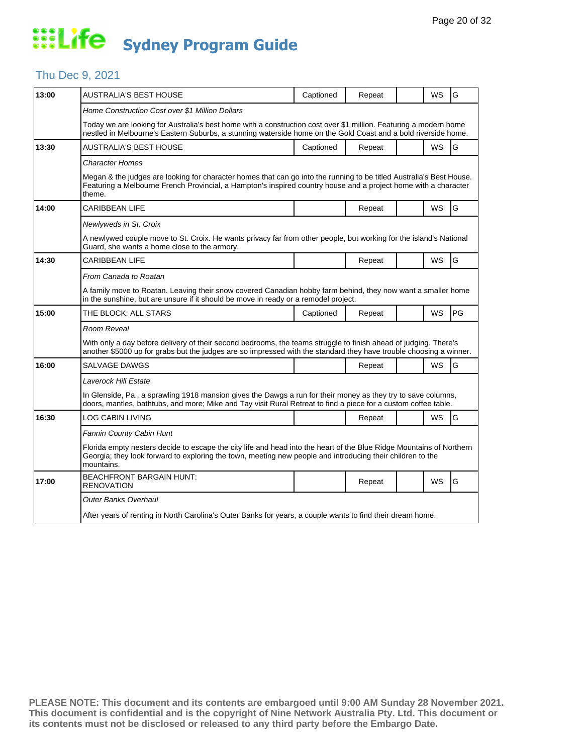# Life Sydney Program Guide

## Thu Dec 9, 2021

| Time | Program | Captioned | Repeat | | WS | Rating |
|---|---|---|---|---|---|---|
| 13:00 | AUSTRALIA'S BEST HOUSE | Captioned | Repeat | | WS | G |
| | *Home Construction Cost over $1 Million Dollars* | | | | | |
| | Today we are looking for Australia's best home with a construction cost over $1 million. Featuring a modern home nestled in Melbourne's Eastern Suburbs, a stunning waterside home on the Gold Coast and a bold riverside home. | | | | | |
| 13:30 | AUSTRALIA'S BEST HOUSE | Captioned | Repeat | | WS | G |
| | *Character Homes* | | | | | |
| | Megan & the judges are looking for character homes that can go into the running to be titled Australia's Best House. Featuring a Melbourne French Provincial, a Hampton's inspired country house and a project home with a character theme. | | | | | |
| 14:00 | CARIBBEAN LIFE | | Repeat | | WS | G |
| | *Newlyweds in St. Croix* | | | | | |
| | A newlywed couple move to St. Croix. He wants privacy far from other people, but working for the island's National Guard, she wants a home close to the armory. | | | | | |
| 14:30 | CARIBBEAN LIFE | | Repeat | | WS | G |
| | *From Canada to Roatan* | | | | | |
| | A family move to Roatan. Leaving their snow covered Canadian hobby farm behind, they now want a smaller home in the sunshine, but are unsure if it should be move in ready or a remodel project. | | | | | |
| 15:00 | THE BLOCK: ALL STARS | Captioned | Repeat | | WS | PG |
| | *Room Reveal* | | | | | |
| | With only a day before delivery of their second bedrooms, the teams struggle to finish ahead of judging. There's another $5000 up for grabs but the judges are so impressed with the standard they have trouble choosing a winner. | | | | | |
| 16:00 | SALVAGE DAWGS | | Repeat | | WS | G |
| | *Laverock Hill Estate* | | | | | |
| | In Glenside, Pa., a sprawling 1918 mansion gives the Dawgs a run for their money as they try to save columns, doors, mantles, bathtubs, and more; Mike and Tay visit Rural Retreat to find a piece for a custom coffee table. | | | | | |
| 16:30 | LOG CABIN LIVING | | Repeat | | WS | G |
| | *Fannin County Cabin Hunt* | | | | | |
| | Florida empty nesters decide to escape the city life and head into the heart of the Blue Ridge Mountains of Northern Georgia; they look forward to exploring the town, meeting new people and introducing their children to the mountains. | | | | | |
| 17:00 | BEACHFRONT BARGAIN HUNT: RENOVATION | | Repeat | | WS | G |
| | *Outer Banks Overhaul* | | | | | |
| | After years of renting in North Carolina's Outer Banks for years, a couple wants to find their dream home. | | | | | |

**PLEASE NOTE: This document and its contents are embargoed until 9:00 AM Sunday 28 November 2021. This document is confidential and is the copyright of Nine Network Australia Pty. Ltd. This document or its contents must not be disclosed or released to any third party before the Embargo Date.**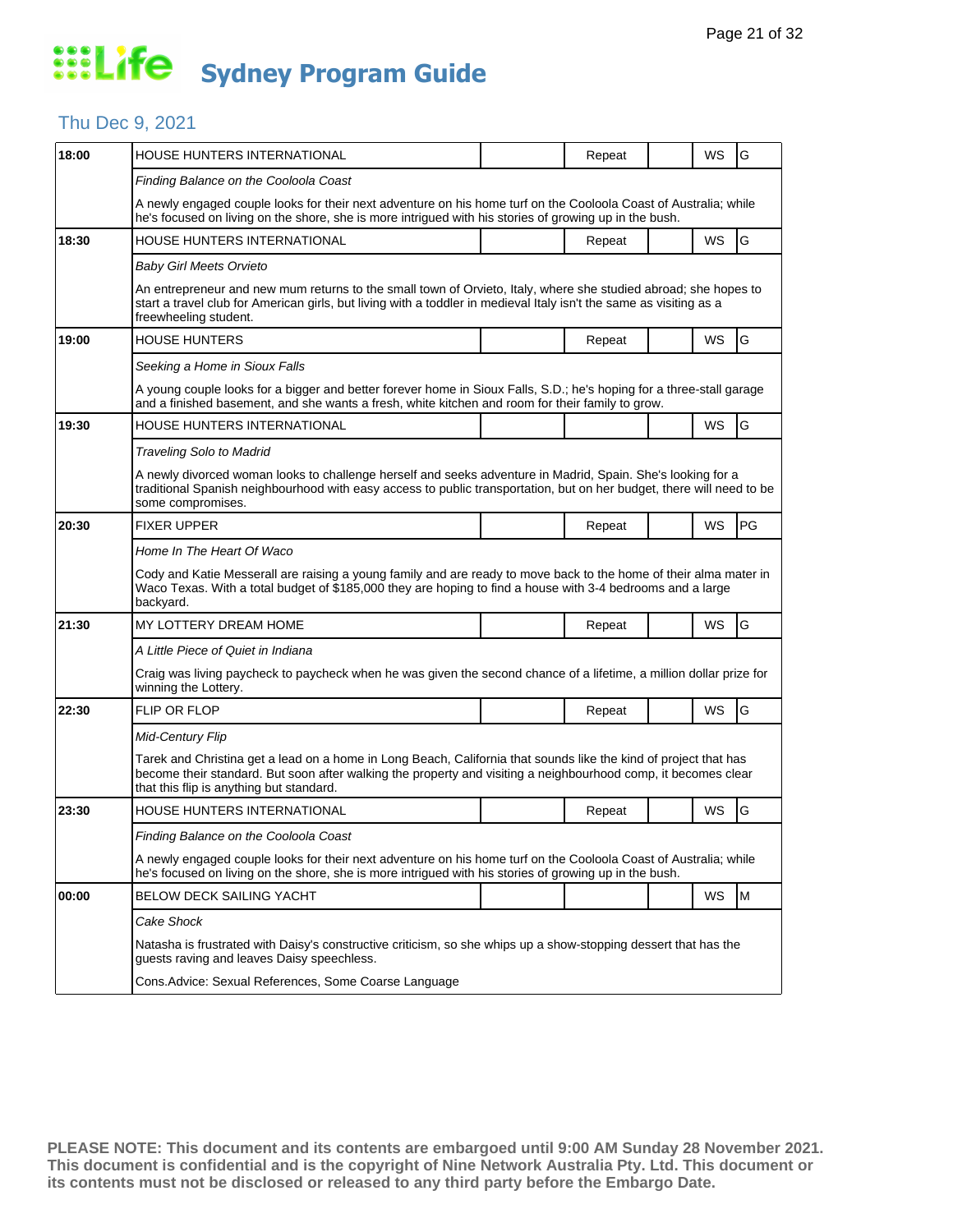# Life Sydney Program Guide

## Thu Dec 9, 2021

| Time | Program | | Repeat | | WS | Rating |
|---|---|---|---|---|---|---|
| 18:00 | HOUSE HUNTERS INTERNATIONAL | | Repeat | | WS | G |
| | *Finding Balance on the Cooloola Coast* | | | | | |
| | A newly engaged couple looks for their next adventure on his home turf on the Cooloola Coast of Australia; while he's focused on living on the shore, she is more intrigued with his stories of growing up in the bush. | | | | | |
| 18:30 | HOUSE HUNTERS INTERNATIONAL | | Repeat | | WS | G |
| | *Baby Girl Meets Orvieto* | | | | | |
| | An entrepreneur and new mum returns to the small town of Orvieto, Italy, where she studied abroad; she hopes to start a travel club for American girls, but living with a toddler in medieval Italy isn't the same as visiting as a freewheeling student. | | | | | |
| 19:00 | HOUSE HUNTERS | | Repeat | | WS | G |
| | *Seeking a Home in Sioux Falls* | | | | | |
| | A young couple looks for a bigger and better forever home in Sioux Falls, S.D.; he's hoping for a three-stall garage and a finished basement, and she wants a fresh, white kitchen and room for their family to grow. | | | | | |
| 19:30 | HOUSE HUNTERS INTERNATIONAL | | | | WS | G |
| | *Traveling Solo to Madrid* | | | | | |
| | A newly divorced woman looks to challenge herself and seeks adventure in Madrid, Spain. She's looking for a traditional Spanish neighbourhood with easy access to public transportation, but on her budget, there will need to be some compromises. | | | | | |
| 20:30 | FIXER UPPER | | Repeat | | WS | PG |
| | *Home In The Heart Of Waco* | | | | | |
| | Cody and Katie Messerall are raising a young family and are ready to move back to the home of their alma mater in Waco Texas. With a total budget of $185,000 they are hoping to find a house with 3-4 bedrooms and a large backyard. | | | | | |
| 21:30 | MY LOTTERY DREAM HOME | | Repeat | | WS | G |
| | *A Little Piece of Quiet in Indiana* | | | | | |
| | Craig was living paycheck to paycheck when he was given the second chance of a lifetime, a million dollar prize for winning the Lottery. | | | | | |
| 22:30 | FLIP OR FLOP | | Repeat | | WS | G |
| | *Mid-Century Flip* | | | | | |
| | Tarek and Christina get a lead on a home in Long Beach, California that sounds like the kind of project that has become their standard. But soon after walking the property and visiting a neighbourhood comp, it becomes clear that this flip is anything but standard. | | | | | |
| 23:30 | HOUSE HUNTERS INTERNATIONAL | | Repeat | | WS | G |
| | *Finding Balance on the Cooloola Coast* | | | | | |
| | A newly engaged couple looks for their next adventure on his home turf on the Cooloola Coast of Australia; while he's focused on living on the shore, she is more intrigued with his stories of growing up in the bush. | | | | | |
| 00:00 | BELOW DECK SAILING YACHT | | | | WS | M |
| | *Cake Shock* | | | | | |
| | Natasha is frustrated with Daisy's constructive criticism, so she whips up a show-stopping dessert that has the guests raving and leaves Daisy speechless. | | | | | |
| | Cons.Advice: Sexual References, Some Coarse Language | | | | | |

**PLEASE NOTE: This document and its contents are embargoed until 9:00 AM Sunday 28 November 2021. This document is confidential and is the copyright of Nine Network Australia Pty. Ltd. This document or its contents must not be disclosed or released to any third party before the Embargo Date.**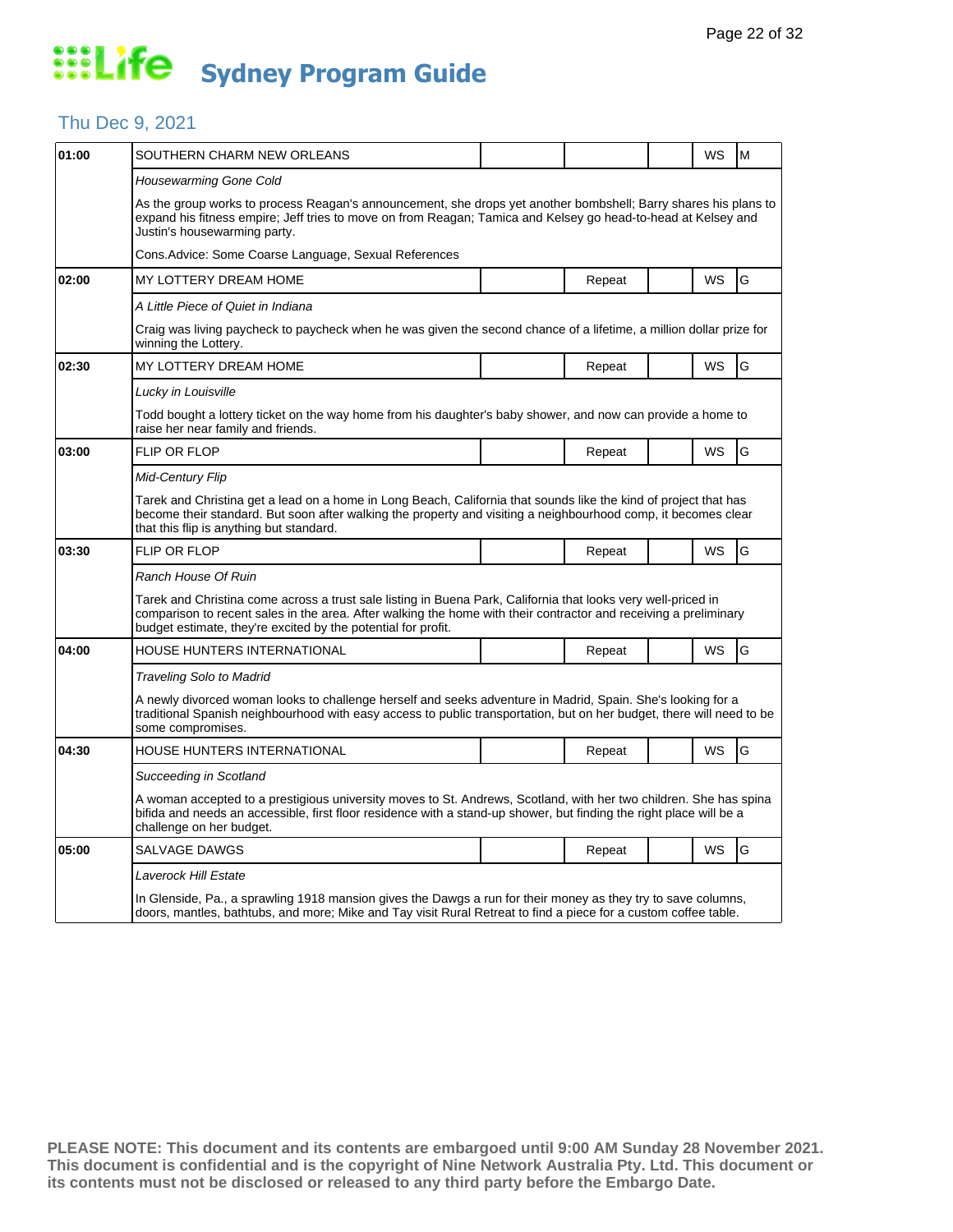# Life Sydney Program Guide

## Thu Dec 9, 2021

| Time | Program | | | | | |
|---|---|---|---|---|---|---|
| 01:00 | SOUTHERN CHARM NEW ORLEANS | | | | WS | M |
| | *Housewarming Gone Cold* | | | | | |
| | As the group works to process Reagan's announcement, she drops yet another bombshell; Barry shares his plans to expand his fitness empire; Jeff tries to move on from Reagan; Tamica and Kelsey go head-to-head at Kelsey and Justin's housewarming party. | | | | | |
| | Cons.Advice: Some Coarse Language, Sexual References | | | | | |
| 02:00 | MY LOTTERY DREAM HOME | | Repeat | | WS | G |
| | *A Little Piece of Quiet in Indiana* | | | | | |
| | Craig was living paycheck to paycheck when he was given the second chance of a lifetime, a million dollar prize for winning the Lottery. | | | | | |
| 02:30 | MY LOTTERY DREAM HOME | | Repeat | | WS | G |
| | *Lucky in Louisville* | | | | | |
| | Todd bought a lottery ticket on the way home from his daughter's baby shower, and now can provide a home to raise her near family and friends. | | | | | |
| 03:00 | FLIP OR FLOP | | Repeat | | WS | G |
| | *Mid-Century Flip* | | | | | |
| | Tarek and Christina get a lead on a home in Long Beach, California that sounds like the kind of project that has become their standard. But soon after walking the property and visiting a neighbourhood comp, it becomes clear that this flip is anything but standard. | | | | | |
| 03:30 | FLIP OR FLOP | | Repeat | | WS | G |
| | *Ranch House Of Ruin* | | | | | |
| | Tarek and Christina come across a trust sale listing in Buena Park, California that looks very well-priced in comparison to recent sales in the area. After walking the home with their contractor and receiving a preliminary budget estimate, they're excited by the potential for profit. | | | | | |
| 04:00 | HOUSE HUNTERS INTERNATIONAL | | Repeat | | WS | G |
| | *Traveling Solo to Madrid* | | | | | |
| | A newly divorced woman looks to challenge herself and seeks adventure in Madrid, Spain. She's looking for a traditional Spanish neighbourhood with easy access to public transportation, but on her budget, there will need to be some compromises. | | | | | |
| 04:30 | HOUSE HUNTERS INTERNATIONAL | | Repeat | | WS | G |
| | *Succeeding in Scotland* | | | | | |
| | A woman accepted to a prestigious university moves to St. Andrews, Scotland, with her two children. She has spina bifida and needs an accessible, first floor residence with a stand-up shower, but finding the right place will be a challenge on her budget. | | | | | |
| 05:00 | SALVAGE DAWGS | | Repeat | | WS | G |
| | *Laverock Hill Estate* | | | | | |
| | In Glenside, Pa., a sprawling 1918 mansion gives the Dawgs a run for their money as they try to save columns, doors, mantles, bathtubs, and more; Mike and Tay visit Rural Retreat to find a piece for a custom coffee table. | | | | | |

**PLEASE NOTE: This document and its contents are embargoed until 9:00 AM Sunday 28 November 2021. This document is confidential and is the copyright of Nine Network Australia Pty. Ltd. This document or its contents must not be disclosed or released to any third party before the Embargo Date.**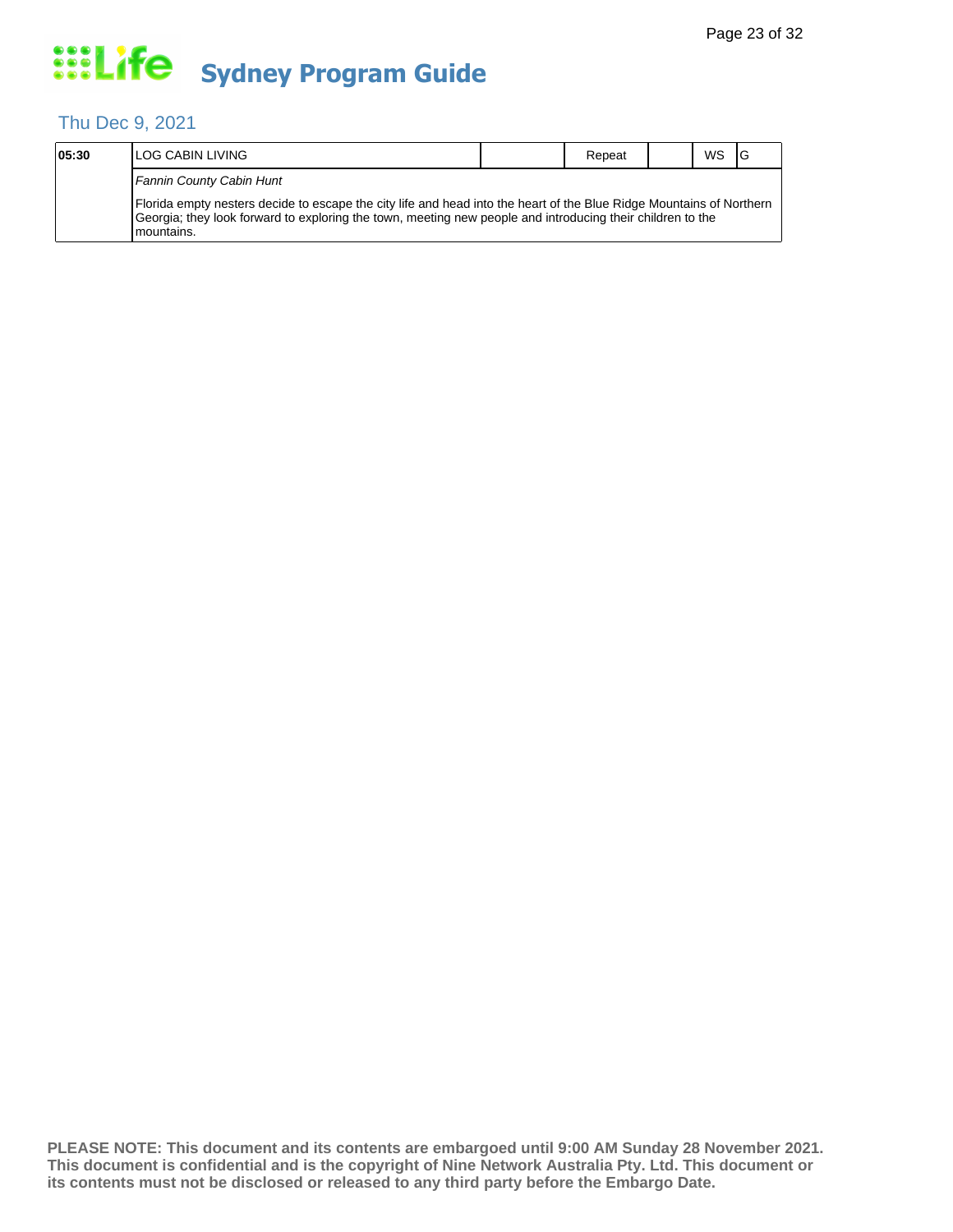# Life Sydney Program Guide

## Thu Dec 9, 2021

| 05:30 | LOG CABIN LIVING | | Repeat | | WS | G |
|---|---|---|---|---|---|---|
| | *Fannin County Cabin Hunt* | | | | | |
| | Florida empty nesters decide to escape the city life and head into the heart of the Blue Ridge Mountains of Northern Georgia; they look forward to exploring the town, meeting new people and introducing their children to the mountains. | | | | | |

**PLEASE NOTE: This document and its contents are embargoed until 9:00 AM Sunday 28 November 2021. This document is confidential and is the copyright of Nine Network Australia Pty. Ltd. This document or its contents must not be disclosed or released to any third party before the Embargo Date.**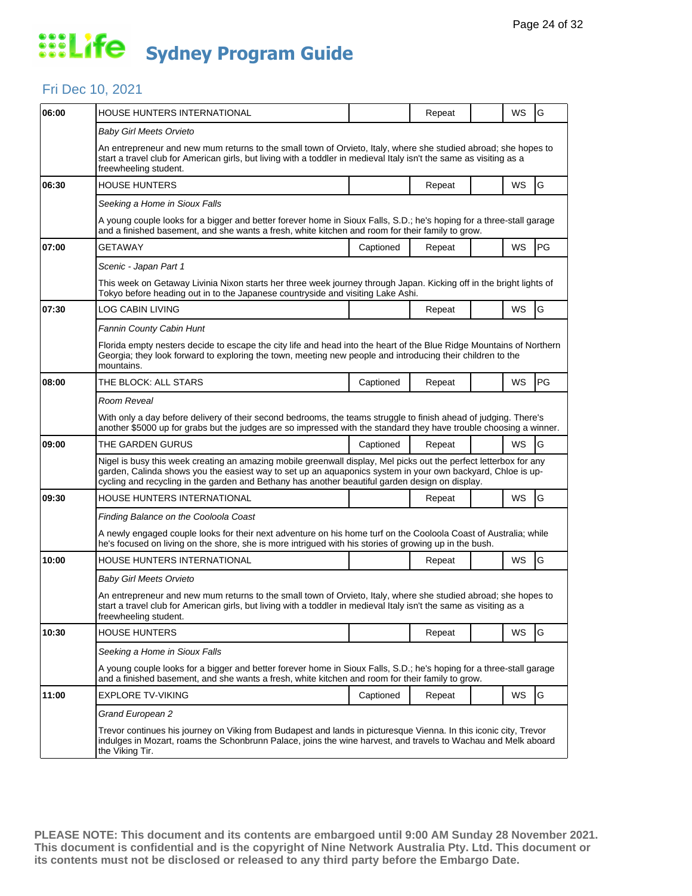# Sydney Program Guide

## Fri Dec 10, 2021

| Time | Program | Captioned | Repeat | | WS | Rating |
|---|---|---|---|---|---|---|
| 06:00 | HOUSE HUNTERS INTERNATIONAL | | Repeat | | WS | G |
| | *Baby Girl Meets Orvieto* | | | | | |
| | An entrepreneur and new mum returns to the small town of Orvieto, Italy, where she studied abroad; she hopes to start a travel club for American girls, but living with a toddler in medieval Italy isn't the same as visiting as a freewheeling student. | | | | | |
| 06:30 | HOUSE HUNTERS | | Repeat | | WS | G |
| | *Seeking a Home in Sioux Falls* | | | | | |
| | A young couple looks for a bigger and better forever home in Sioux Falls, S.D.; he's hoping for a three-stall garage and a finished basement, and she wants a fresh, white kitchen and room for their family to grow. | | | | | |
| 07:00 | GETAWAY | Captioned | Repeat | | WS | PG |
| | *Scenic - Japan Part 1* | | | | | |
| | This week on Getaway Livinia Nixon starts her three week journey through Japan. Kicking off in the bright lights of Tokyo before heading out in to the Japanese countryside and visiting Lake Ashi. | | | | | |
| 07:30 | LOG CABIN LIVING | | Repeat | | WS | G |
| | *Fannin County Cabin Hunt* | | | | | |
| | Florida empty nesters decide to escape the city life and head into the heart of the Blue Ridge Mountains of Northern Georgia; they look forward to exploring the town, meeting new people and introducing their children to the mountains. | | | | | |
| 08:00 | THE BLOCK: ALL STARS | Captioned | Repeat | | WS | PG |
| | *Room Reveal* | | | | | |
| | With only a day before delivery of their second bedrooms, the teams struggle to finish ahead of judging. There's another $5000 up for grabs but the judges are so impressed with the standard they have trouble choosing a winner. | | | | | |
| 09:00 | THE GARDEN GURUS | Captioned | Repeat | | WS | G |
| | Nigel is busy this week creating an amazing mobile greenwall display, Mel picks out the perfect letterbox for any garden, Calinda shows you the easiest way to set up an aquaponics system in your own backyard, Chloe is up-cycling and recycling in the garden and Bethany has another beautiful garden design on display. | | | | | |
| 09:30 | HOUSE HUNTERS INTERNATIONAL | | Repeat | | WS | G |
| | *Finding Balance on the Cooloola Coast* | | | | | |
| | A newly engaged couple looks for their next adventure on his home turf on the Cooloola Coast of Australia; while he's focused on living on the shore, she is more intrigued with his stories of growing up in the bush. | | | | | |
| 10:00 | HOUSE HUNTERS INTERNATIONAL | | Repeat | | WS | G |
| | *Baby Girl Meets Orvieto* | | | | | |
| | An entrepreneur and new mum returns to the small town of Orvieto, Italy, where she studied abroad; she hopes to start a travel club for American girls, but living with a toddler in medieval Italy isn't the same as visiting as a freewheeling student. | | | | | |
| 10:30 | HOUSE HUNTERS | | Repeat | | WS | G |
| | *Seeking a Home in Sioux Falls* | | | | | |
| | A young couple looks for a bigger and better forever home in Sioux Falls, S.D.; he's hoping for a three-stall garage and a finished basement, and she wants a fresh, white kitchen and room for their family to grow. | | | | | |
| 11:00 | EXPLORE TV-VIKING | Captioned | Repeat | | WS | G |
| | *Grand European 2* | | | | | |
| | Trevor continues his journey on Viking from Budapest and lands in picturesque Vienna. In this iconic city, Trevor indulges in Mozart, roams the Schonbrunn Palace, joins the wine harvest, and travels to Wachau and Melk aboard the Viking Tir. | | | | | |

**PLEASE NOTE: This document and its contents are embargoed until 9:00 AM Sunday 28 November 2021. This document is confidential and is the copyright of Nine Network Australia Pty. Ltd. This document or its contents must not be disclosed or released to any third party before the Embargo Date.**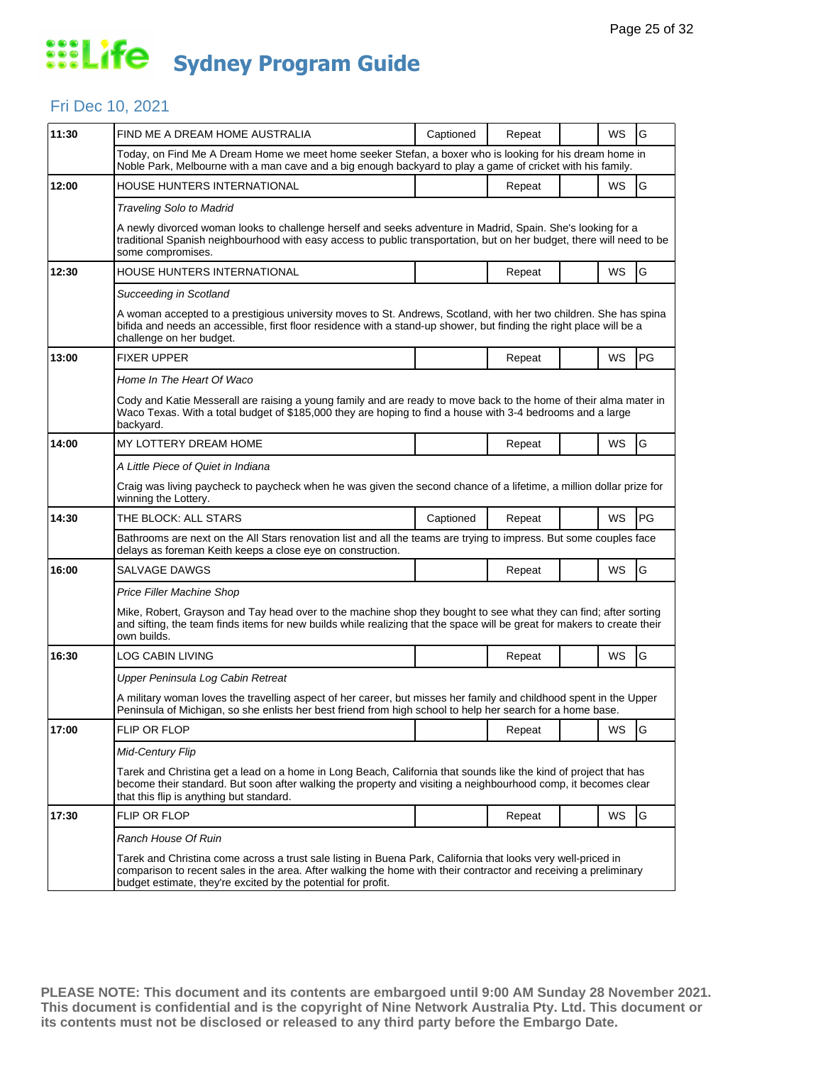# Life Sydney Program Guide

## Fri Dec 10, 2021

| Time | Program | Captioned | Repeat | | WS | Rating |
|---|---|---|---|---|---|---|
| 11:30 | FIND ME A DREAM HOME AUSTRALIA | Captioned | Repeat | | WS | G |
| | Today, on Find Me A Dream Home we meet home seeker Stefan, a boxer who is looking for his dream home in Noble Park, Melbourne with a man cave and a big enough backyard to play a game of cricket with his family. | | | | | |
| 12:00 | HOUSE HUNTERS INTERNATIONAL | | Repeat | | WS | G |
| | *Traveling Solo to Madrid*<br><br>A newly divorced woman looks to challenge herself and seeks adventure in Madrid, Spain. She's looking for a traditional Spanish neighbourhood with easy access to public transportation, but on her budget, there will need to be some compromises. | | | | | |
| 12:30 | HOUSE HUNTERS INTERNATIONAL | | Repeat | | WS | G |
| | *Succeeding in Scotland*<br><br>A woman accepted to a prestigious university moves to St. Andrews, Scotland, with her two children. She has spina bifida and needs an accessible, first floor residence with a stand-up shower, but finding the right place will be a challenge on her budget. | | | | | |
| 13:00 | FIXER UPPER | | Repeat | | WS | PG |
| | *Home In The Heart Of Waco*<br><br>Cody and Katie Messerall are raising a young family and are ready to move back to the home of their alma mater in Waco Texas. With a total budget of $185,000 they are hoping to find a house with 3-4 bedrooms and a large backyard. | | | | | |
| 14:00 | MY LOTTERY DREAM HOME | | Repeat | | WS | G |
| | *A Little Piece of Quiet in Indiana*<br><br>Craig was living paycheck to paycheck when he was given the second chance of a lifetime, a million dollar prize for winning the Lottery. | | | | | |
| 14:30 | THE BLOCK: ALL STARS | Captioned | Repeat | | WS | PG |
| | Bathrooms are next on the All Stars renovation list and all the teams are trying to impress. But some couples face delays as foreman Keith keeps a close eye on construction. | | | | | |
| 16:00 | SALVAGE DAWGS | | Repeat | | WS | G |
| | *Price Filler Machine Shop*<br><br>Mike, Robert, Grayson and Tay head over to the machine shop they bought to see what they can find; after sorting and sifting, the team finds items for new builds while realizing that the space will be great for makers to create their own builds. | | | | | |
| 16:30 | LOG CABIN LIVING | | Repeat | | WS | G |
| | *Upper Peninsula Log Cabin Retreat*<br><br>A military woman loves the travelling aspect of her career, but misses her family and childhood spent in the Upper Peninsula of Michigan, so she enlists her best friend from high school to help her search for a home base. | | | | | |
| 17:00 | FLIP OR FLOP | | Repeat | | WS | G |
| | *Mid-Century Flip*<br><br>Tarek and Christina get a lead on a home in Long Beach, California that sounds like the kind of project that has become their standard. But soon after walking the property and visiting a neighbourhood comp, it becomes clear that this flip is anything but standard. | | | | | |
| 17:30 | FLIP OR FLOP | | Repeat | | WS | G |
| | *Ranch House Of Ruin*<br><br>Tarek and Christina come across a trust sale listing in Buena Park, California that looks very well-priced in comparison to recent sales in the area. After walking the home with their contractor and receiving a preliminary budget estimate, they're excited by the potential for profit. | | | | | |

**PLEASE NOTE: This document and its contents are embargoed until 9:00 AM Sunday 28 November 2021. This document is confidential and is the copyright of Nine Network Australia Pty. Ltd. This document or its contents must not be disclosed or released to any third party before the Embargo Date.**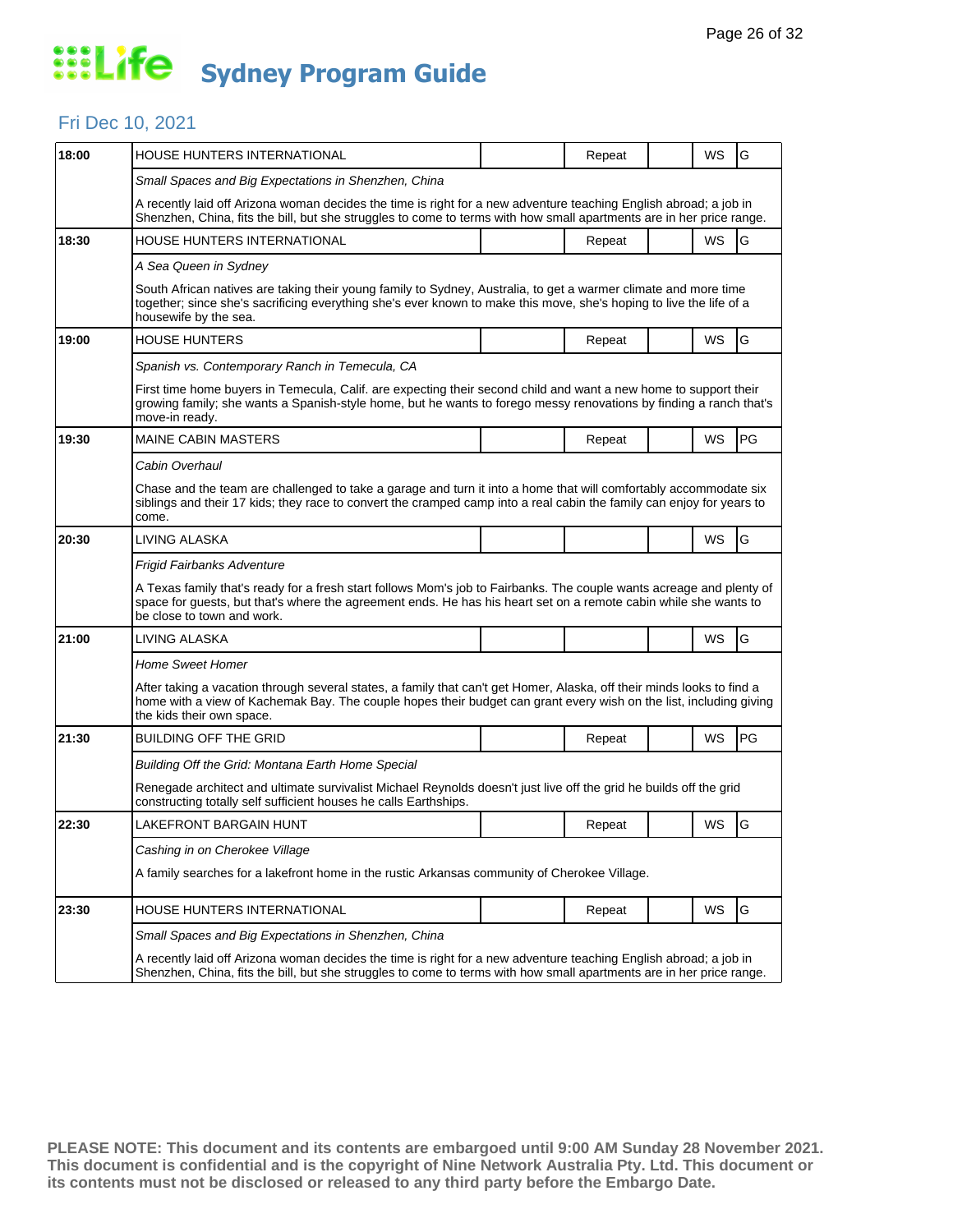# Life Sydney Program Guide

## Fri Dec 10, 2021

| Time | Program | | Repeat | | WS | Rating |
|---|---|---|---|---|---|---|
| 18:00 | HOUSE HUNTERS INTERNATIONAL | | Repeat | | WS | G |
| | *Small Spaces and Big Expectations in Shenzhen, China* | | | | | |
| | A recently laid off Arizona woman decides the time is right for a new adventure teaching English abroad; a job in Shenzhen, China, fits the bill, but she struggles to come to terms with how small apartments are in her price range. | | | | | |
| 18:30 | HOUSE HUNTERS INTERNATIONAL | | Repeat | | WS | G |
| | *A Sea Queen in Sydney* | | | | | |
| | South African natives are taking their young family to Sydney, Australia, to get a warmer climate and more time together; since she's sacrificing everything she's ever known to make this move, she's hoping to live the life of a housewife by the sea. | | | | | |
| 19:00 | HOUSE HUNTERS | | Repeat | | WS | G |
| | *Spanish vs. Contemporary Ranch in Temecula, CA* | | | | | |
| | First time home buyers in Temecula, Calif. are expecting their second child and want a new home to support their growing family; she wants a Spanish-style home, but he wants to forego messy renovations by finding a ranch that's move-in ready. | | | | | |
| 19:30 | MAINE CABIN MASTERS | | Repeat | | WS | PG |
| | *Cabin Overhaul* | | | | | |
| | Chase and the team are challenged to take a garage and turn it into a home that will comfortably accommodate six siblings and their 17 kids; they race to convert the cramped camp into a real cabin the family can enjoy for years to come. | | | | | |
| 20:30 | LIVING ALASKA | | | | WS | G |
| | *Frigid Fairbanks Adventure* | | | | | |
| | A Texas family that's ready for a fresh start follows Mom's job to Fairbanks. The couple wants acreage and plenty of space for guests, but that's where the agreement ends. He has his heart set on a remote cabin while she wants to be close to town and work. | | | | | |
| 21:00 | LIVING ALASKA | | | | WS | G |
| | *Home Sweet Homer* | | | | | |
| | After taking a vacation through several states, a family that can't get Homer, Alaska, off their minds looks to find a home with a view of Kachemak Bay. The couple hopes their budget can grant every wish on the list, including giving the kids their own space. | | | | | |
| 21:30 | BUILDING OFF THE GRID | | Repeat | | WS | PG |
| | *Building Off the Grid: Montana Earth Home Special* | | | | | |
| | Renegade architect and ultimate survivalist Michael Reynolds doesn't just live off the grid he builds off the grid constructing totally self sufficient houses he calls Earthships. | | | | | |
| 22:30 | LAKEFRONT BARGAIN HUNT | | Repeat | | WS | G |
| | *Cashing in on Cherokee Village* | | | | | |
| | A family searches for a lakefront home in the rustic Arkansas community of Cherokee Village. | | | | | |
| 23:30 | HOUSE HUNTERS INTERNATIONAL | | Repeat | | WS | G |
| | *Small Spaces and Big Expectations in Shenzhen, China* | | | | | |
| | A recently laid off Arizona woman decides the time is right for a new adventure teaching English abroad; a job in Shenzhen, China, fits the bill, but she struggles to come to terms with how small apartments are in her price range. | | | | | |

**PLEASE NOTE: This document and its contents are embargoed until 9:00 AM Sunday 28 November 2021. This document is confidential and is the copyright of Nine Network Australia Pty. Ltd. This document or its contents must not be disclosed or released to any third party before the Embargo Date.**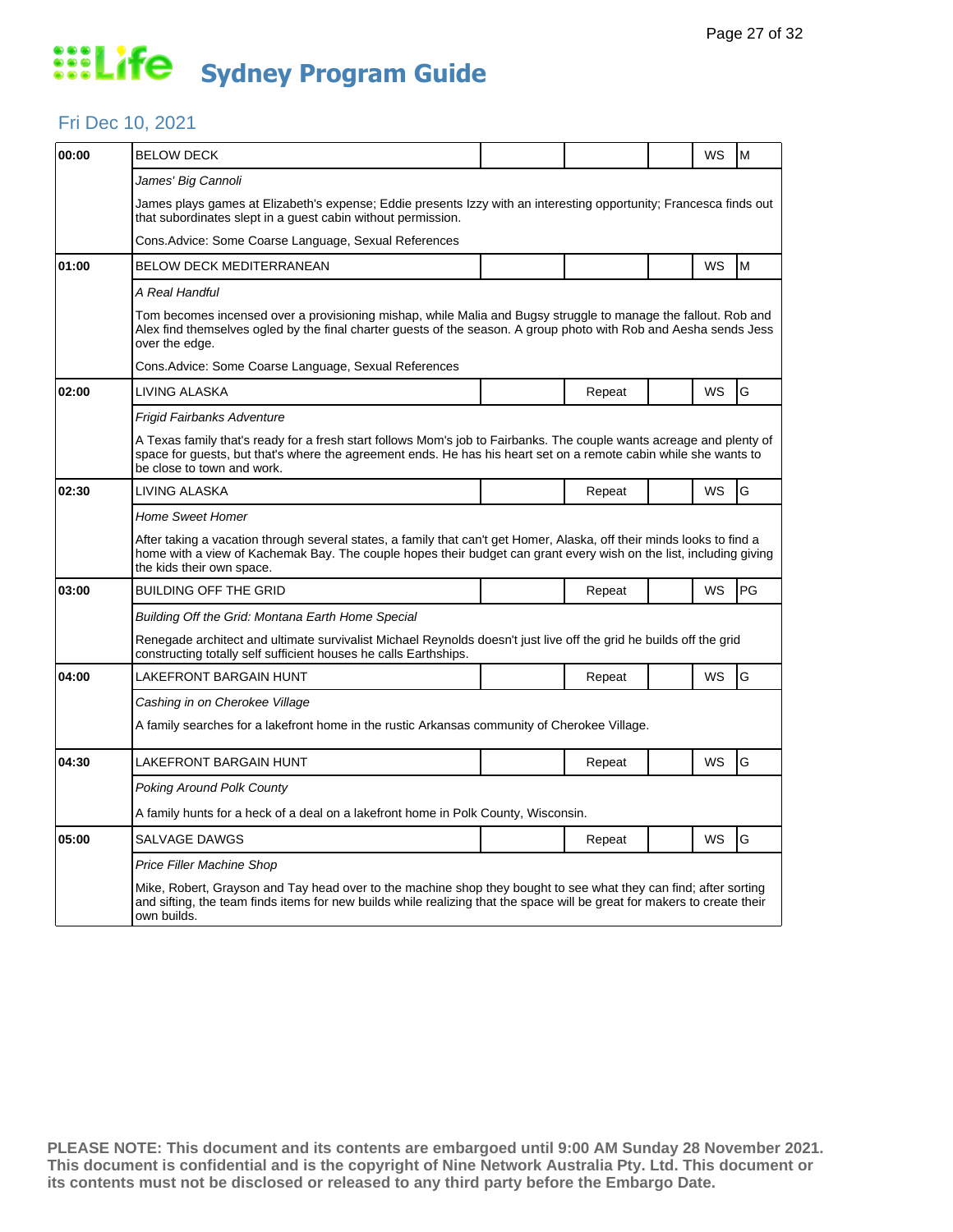# Life Sydney Program Guide

## Fri Dec 10, 2021

| Time | Program | | | | | |
|---|---|---|---|---|---|---|
| 00:00 | BELOW DECK | | | | WS | M |
| | *James' Big Cannoli* | | | | | |
| | James plays games at Elizabeth's expense; Eddie presents Izzy with an interesting opportunity; Francesca finds out that subordinates slept in a guest cabin without permission. | | | | | |
| | Cons.Advice: Some Coarse Language, Sexual References | | | | | |
| 01:00 | BELOW DECK MEDITERRANEAN | | | | WS | M |
| | *A Real Handful* | | | | | |
| | Tom becomes incensed over a provisioning mishap, while Malia and Bugsy struggle to manage the fallout. Rob and Alex find themselves ogled by the final charter guests of the season. A group photo with Rob and Aesha sends Jess over the edge. | | | | | |
| | Cons.Advice: Some Coarse Language, Sexual References | | | | | |
| 02:00 | LIVING ALASKA | | Repeat | | WS | G |
| | *Frigid Fairbanks Adventure* | | | | | |
| | A Texas family that's ready for a fresh start follows Mom's job to Fairbanks. The couple wants acreage and plenty of space for guests, but that's where the agreement ends. He has his heart set on a remote cabin while she wants to be close to town and work. | | | | | |
| 02:30 | LIVING ALASKA | | Repeat | | WS | G |
| | *Home Sweet Homer* | | | | | |
| | After taking a vacation through several states, a family that can't get Homer, Alaska, off their minds looks to find a home with a view of Kachemak Bay. The couple hopes their budget can grant every wish on the list, including giving the kids their own space. | | | | | |
| 03:00 | BUILDING OFF THE GRID | | Repeat | | WS | PG |
| | *Building Off the Grid: Montana Earth Home Special* | | | | | |
| | Renegade architect and ultimate survivalist Michael Reynolds doesn't just live off the grid he builds off the grid constructing totally self sufficient houses he calls Earthships. | | | | | |
| 04:00 | LAKEFRONT BARGAIN HUNT | | Repeat | | WS | G |
| | *Cashing in on Cherokee Village* | | | | | |
| | A family searches for a lakefront home in the rustic Arkansas community of Cherokee Village. | | | | | |
| 04:30 | LAKEFRONT BARGAIN HUNT | | Repeat | | WS | G |
| | *Poking Around Polk County* | | | | | |
| | A family hunts for a heck of a deal on a lakefront home in Polk County, Wisconsin. | | | | | |
| 05:00 | SALVAGE DAWGS | | Repeat | | WS | G |
| | *Price Filler Machine Shop* | | | | | |
| | Mike, Robert, Grayson and Tay head over to the machine shop they bought to see what they can find; after sorting and sifting, the team finds items for new builds while realizing that the space will be great for makers to create their own builds. | | | | | |

**PLEASE NOTE: This document and its contents are embargoed until 9:00 AM Sunday 28 November 2021. This document is confidential and is the copyright of Nine Network Australia Pty. Ltd. This document or its contents must not be disclosed or released to any third party before the Embargo Date.**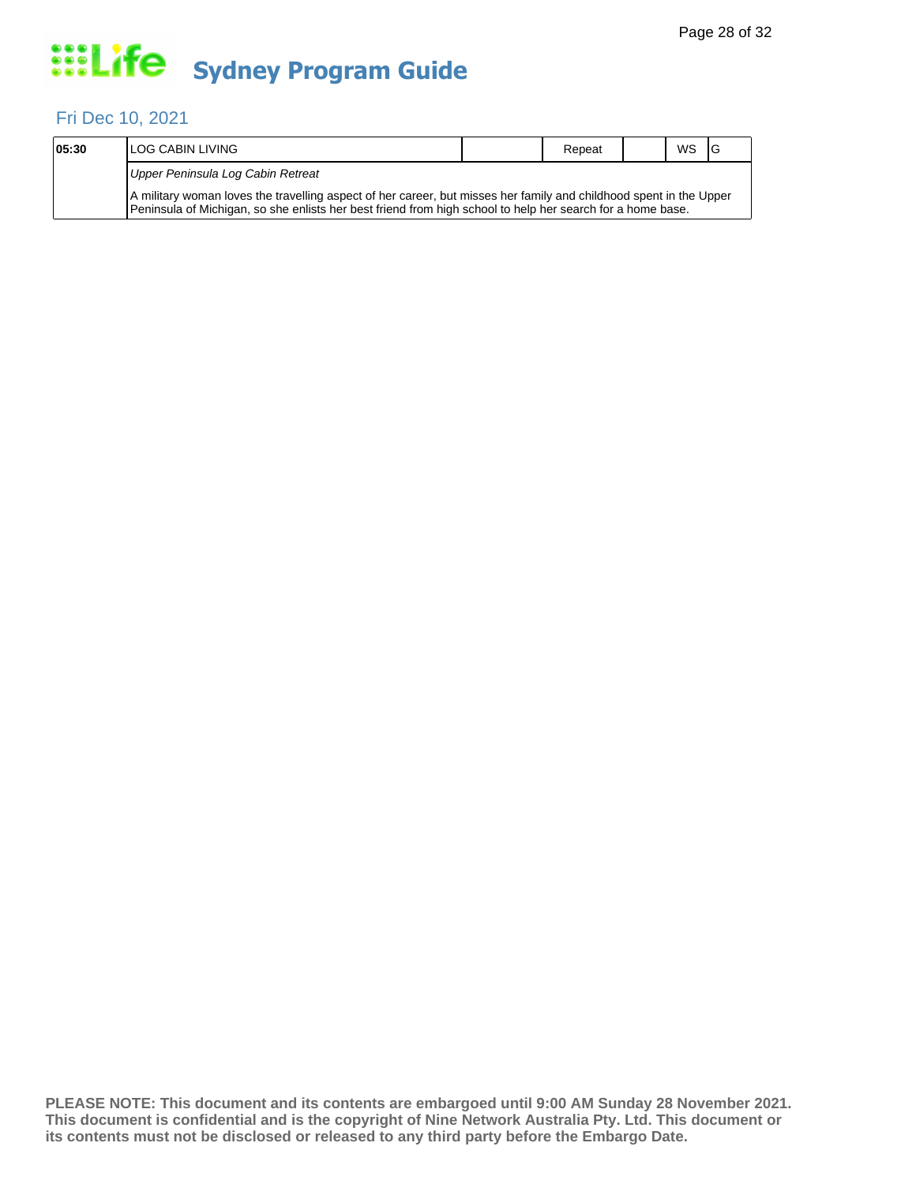# Sydney Program Guide

## Fri Dec 10, 2021

| 05:30 | LOG CABIN LIVING | | Repeat | | WS | G |
|---|---|---|---|---|---|---|

*Upper Peninsula Log Cabin Retreat*

A military woman loves the travelling aspect of her career, but misses her family and childhood spent in the Upper Peninsula of Michigan, so she enlists her best friend from high school to help her search for a home base.

**PLEASE NOTE: This document and its contents are embargoed until 9:00 AM Sunday 28 November 2021. This document is confidential and is the copyright of Nine Network Australia Pty. Ltd. This document or its contents must not be disclosed or released to any third party before the Embargo Date.**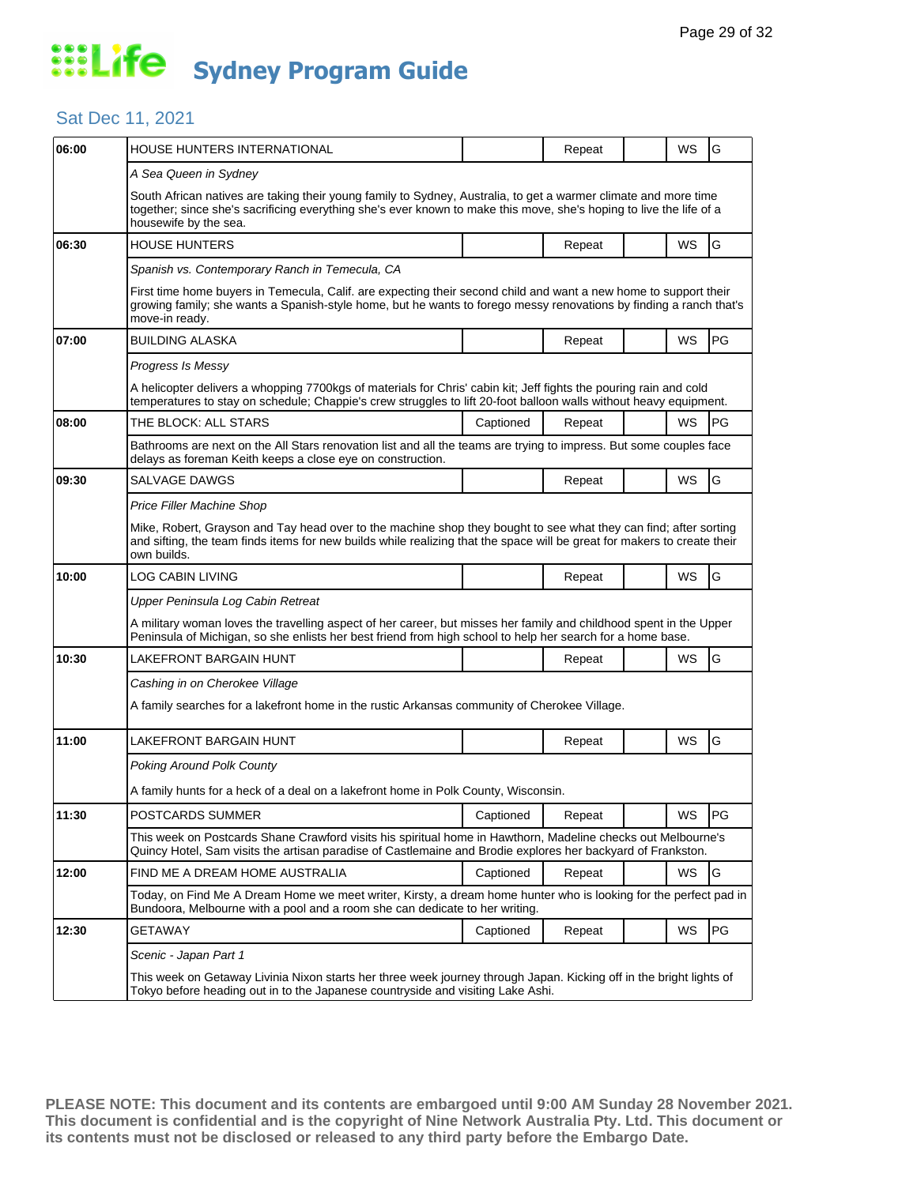# Life Sydney Program Guide

## Sat Dec 11, 2021

| Time | Program | Captioned | Repeat | | WS | Rating |
|---|---|---|---|---|---|---|
| 06:00 | HOUSE HUNTERS INTERNATIONAL | | Repeat | | WS | G |
| | *A Sea Queen in Sydney* | | | | | |
| | South African natives are taking their young family to Sydney, Australia, to get a warmer climate and more time together; since she's sacrificing everything she's ever known to make this move, she's hoping to live the life of a housewife by the sea. | | | | | |
| 06:30 | HOUSE HUNTERS | | Repeat | | WS | G |
| | *Spanish vs. Contemporary Ranch in Temecula, CA* | | | | | |
| | First time home buyers in Temecula, Calif. are expecting their second child and want a new home to support their growing family; she wants a Spanish-style home, but he wants to forego messy renovations by finding a ranch that's move-in ready. | | | | | |
| 07:00 | BUILDING ALASKA | | Repeat | | WS | PG |
| | *Progress Is Messy* | | | | | |
| | A helicopter delivers a whopping 7700kgs of materials for Chris' cabin kit; Jeff fights the pouring rain and cold temperatures to stay on schedule; Chappie's crew struggles to lift 20-foot balloon walls without heavy equipment. | | | | | |
| 08:00 | THE BLOCK: ALL STARS | Captioned | Repeat | | WS | PG |
| | Bathrooms are next on the All Stars renovation list and all the teams are trying to impress. But some couples face delays as foreman Keith keeps a close eye on construction. | | | | | |
| 09:30 | SALVAGE DAWGS | | Repeat | | WS | G |
| | *Price Filler Machine Shop* | | | | | |
| | Mike, Robert, Grayson and Tay head over to the machine shop they bought to see what they can find; after sorting and sifting, the team finds items for new builds while realizing that the space will be great for makers to create their own builds. | | | | | |
| 10:00 | LOG CABIN LIVING | | Repeat | | WS | G |
| | *Upper Peninsula Log Cabin Retreat* | | | | | |
| | A military woman loves the travelling aspect of her career, but misses her family and childhood spent in the Upper Peninsula of Michigan, so she enlists her best friend from high school to help her search for a home base. | | | | | |
| 10:30 | LAKEFRONT BARGAIN HUNT | | Repeat | | WS | G |
| | *Cashing in on Cherokee Village* | | | | | |
| | A family searches for a lakefront home in the rustic Arkansas community of Cherokee Village. | | | | | |
| 11:00 | LAKEFRONT BARGAIN HUNT | | Repeat | | WS | G |
| | *Poking Around Polk County* | | | | | |
| | A family hunts for a heck of a deal on a lakefront home in Polk County, Wisconsin. | | | | | |
| 11:30 | POSTCARDS SUMMER | Captioned | Repeat | | WS | PG |
| | This week on Postcards Shane Crawford visits his spiritual home in Hawthorn, Madeline checks out Melbourne's Quincy Hotel, Sam visits the artisan paradise of Castlemaine and Brodie explores her backyard of Frankston. | | | | | |
| 12:00 | FIND ME A DREAM HOME AUSTRALIA | Captioned | Repeat | | WS | G |
| | Today, on Find Me A Dream Home we meet writer, Kirsty, a dream home hunter who is looking for the perfect pad in Bundoora, Melbourne with a pool and a room she can dedicate to her writing. | | | | | |
| 12:30 | GETAWAY | Captioned | Repeat | | WS | PG |
| | *Scenic - Japan Part 1* | | | | | |
| | This week on Getaway Livinia Nixon starts her three week journey through Japan. Kicking off in the bright lights of Tokyo before heading out in to the Japanese countryside and visiting Lake Ashi. | | | | | |

**PLEASE NOTE: This document and its contents are embargoed until 9:00 AM Sunday 28 November 2021. This document is confidential and is the copyright of Nine Network Australia Pty. Ltd. This document or its contents must not be disclosed or released to any third party before the Embargo Date.**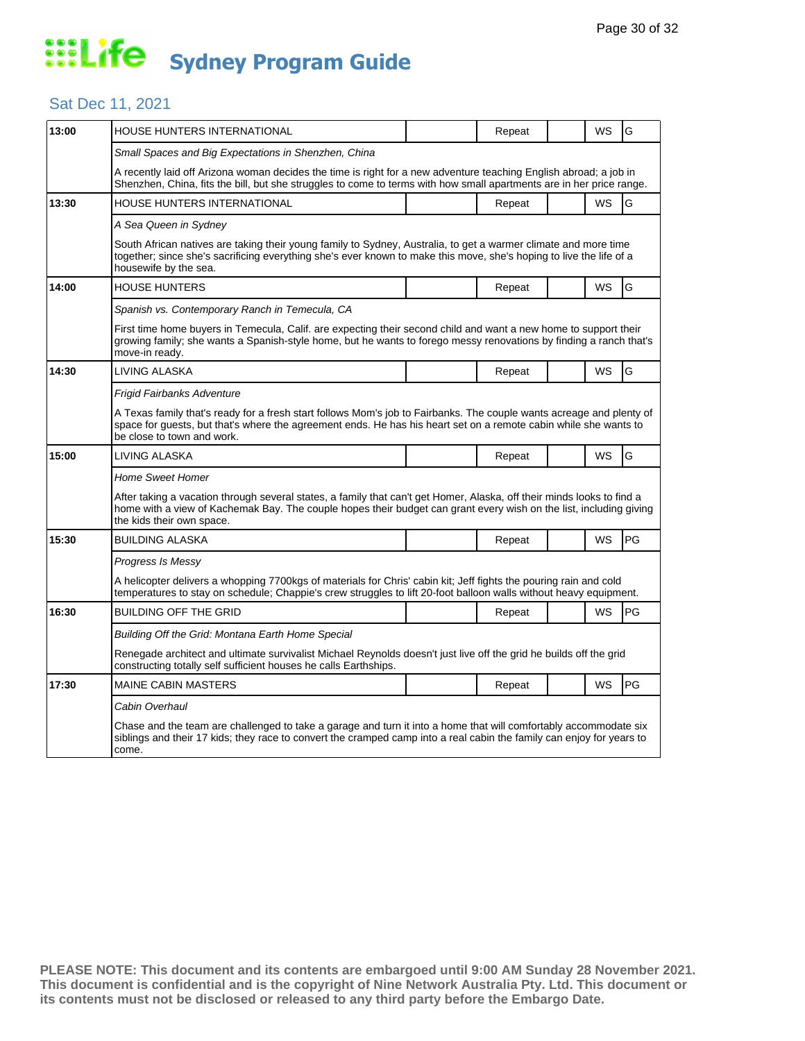# Life Sydney Program Guide

## Sat Dec 11, 2021

| Time | Program | | Status | | Format | Rating |
|---|---|---|---|---|---|---|
| 13:00 | HOUSE HUNTERS INTERNATIONAL | | Repeat | | WS | G |
| | *Small Spaces and Big Expectations in Shenzhen, China* | | | | | |
| | A recently laid off Arizona woman decides the time is right for a new adventure teaching English abroad; a job in Shenzhen, China, fits the bill, but she struggles to come to terms with how small apartments are in her price range. | | | | | |
| 13:30 | HOUSE HUNTERS INTERNATIONAL | | Repeat | | WS | G |
| | *A Sea Queen in Sydney* | | | | | |
| | South African natives are taking their young family to Sydney, Australia, to get a warmer climate and more time together; since she's sacrificing everything she's ever known to make this move, she's hoping to live the life of a housewife by the sea. | | | | | |
| 14:00 | HOUSE HUNTERS | | Repeat | | WS | G |
| | *Spanish vs. Contemporary Ranch in Temecula, CA* | | | | | |
| | First time home buyers in Temecula, Calif. are expecting their second child and want a new home to support their growing family; she wants a Spanish-style home, but he wants to forego messy renovations by finding a ranch that's move-in ready. | | | | | |
| 14:30 | LIVING ALASKA | | Repeat | | WS | G |
| | *Frigid Fairbanks Adventure* | | | | | |
| | A Texas family that's ready for a fresh start follows Mom's job to Fairbanks. The couple wants acreage and plenty of space for guests, but that's where the agreement ends. He has his heart set on a remote cabin while she wants to be close to town and work. | | | | | |
| 15:00 | LIVING ALASKA | | Repeat | | WS | G |
| | *Home Sweet Homer* | | | | | |
| | After taking a vacation through several states, a family that can't get Homer, Alaska, off their minds looks to find a home with a view of Kachemak Bay. The couple hopes their budget can grant every wish on the list, including giving the kids their own space. | | | | | |
| 15:30 | BUILDING ALASKA | | Repeat | | WS | PG |
| | *Progress Is Messy* | | | | | |
| | A helicopter delivers a whopping 7700kgs of materials for Chris' cabin kit; Jeff fights the pouring rain and cold temperatures to stay on schedule; Chappie's crew struggles to lift 20-foot balloon walls without heavy equipment. | | | | | |
| 16:30 | BUILDING OFF THE GRID | | Repeat | | WS | PG |
| | *Building Off the Grid: Montana Earth Home Special* | | | | | |
| | Renegade architect and ultimate survivalist Michael Reynolds doesn't just live off the grid he builds off the grid constructing totally self sufficient houses he calls Earthships. | | | | | |
| 17:30 | MAINE CABIN MASTERS | | Repeat | | WS | PG |
| | *Cabin Overhaul* | | | | | |
| | Chase and the team are challenged to take a garage and turn it into a home that will comfortably accommodate six siblings and their 17 kids; they race to convert the cramped camp into a real cabin the family can enjoy for years to come. | | | | | |

**PLEASE NOTE: This document and its contents are embargoed until 9:00 AM Sunday 28 November 2021. This document is confidential and is the copyright of Nine Network Australia Pty. Ltd. This document or its contents must not be disclosed or released to any third party before the Embargo Date.**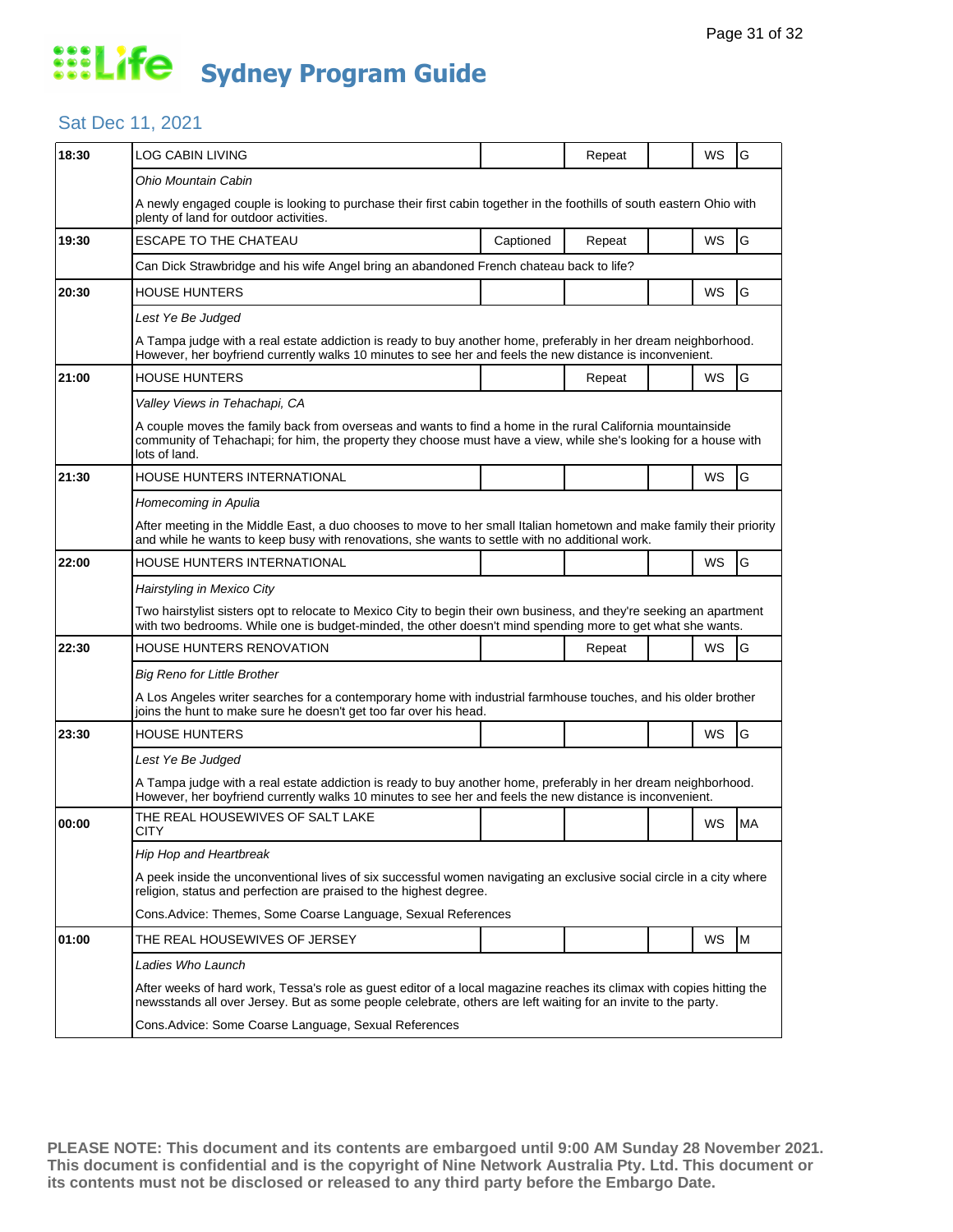# Life Sydney Program Guide

## Sat Dec 11, 2021

| Time | Program | Captioned | Repeat | | WS | Rating |
|---|---|---|---|---|---|---|
| 18:30 | LOG CABIN LIVING | | Repeat | | WS | G |
| | *Ohio Mountain Cabin* | | | | | |
| | A newly engaged couple is looking to purchase their first cabin together in the foothills of south eastern Ohio with plenty of land for outdoor activities. | | | | | |
| 19:30 | ESCAPE TO THE CHATEAU | Captioned | Repeat | | WS | G |
| | Can Dick Strawbridge and his wife Angel bring an abandoned French chateau back to life? | | | | | |
| 20:30 | HOUSE HUNTERS | | | | WS | G |
| | *Lest Ye Be Judged* | | | | | |
| | A Tampa judge with a real estate addiction is ready to buy another home, preferably in her dream neighborhood. However, her boyfriend currently walks 10 minutes to see her and feels the new distance is inconvenient. | | | | | |
| 21:00 | HOUSE HUNTERS | | Repeat | | WS | G |
| | *Valley Views in Tehachapi, CA* | | | | | |
| | A couple moves the family back from overseas and wants to find a home in the rural California mountainside community of Tehachapi; for him, the property they choose must have a view, while she's looking for a house with lots of land. | | | | | |
| 21:30 | HOUSE HUNTERS INTERNATIONAL | | | | WS | G |
| | *Homecoming in Apulia* | | | | | |
| | After meeting in the Middle East, a duo chooses to move to her small Italian hometown and make family their priority and while he wants to keep busy with renovations, she wants to settle with no additional work. | | | | | |
| 22:00 | HOUSE HUNTERS INTERNATIONAL | | | | WS | G |
| | *Hairstyling in Mexico City* | | | | | |
| | Two hairstylist sisters opt to relocate to Mexico City to begin their own business, and they're seeking an apartment with two bedrooms. While one is budget-minded, the other doesn't mind spending more to get what she wants. | | | | | |
| 22:30 | HOUSE HUNTERS RENOVATION | | Repeat | | WS | G |
| | *Big Reno for Little Brother* | | | | | |
| | A Los Angeles writer searches for a contemporary home with industrial farmhouse touches, and his older brother joins the hunt to make sure he doesn't get too far over his head. | | | | | |
| 23:30 | HOUSE HUNTERS | | | | WS | G |
| | *Lest Ye Be Judged* | | | | | |
| | A Tampa judge with a real estate addiction is ready to buy another home, preferably in her dream neighborhood. However, her boyfriend currently walks 10 minutes to see her and feels the new distance is inconvenient. | | | | | |
| 00:00 | THE REAL HOUSEWIVES OF SALT LAKE CITY | | | | WS | MA |
| | *Hip Hop and Heartbreak* | | | | | |
| | A peek inside the unconventional lives of six successful women navigating an exclusive social circle in a city where religion, status and perfection are praised to the highest degree. | | | | | |
| | Cons.Advice: Themes, Some Coarse Language, Sexual References | | | | | |
| 01:00 | THE REAL HOUSEWIVES OF JERSEY | | | | WS | M |
| | *Ladies Who Launch* | | | | | |
| | After weeks of hard work, Tessa's role as guest editor of a local magazine reaches its climax with copies hitting the newsstands all over Jersey. But as some people celebrate, others are left waiting for an invite to the party. | | | | | |
| | Cons.Advice: Some Coarse Language, Sexual References | | | | | |

**PLEASE NOTE: This document and its contents are embargoed until 9:00 AM Sunday 28 November 2021. This document is confidential and is the copyright of Nine Network Australia Pty. Ltd. This document or its contents must not be disclosed or released to any third party before the Embargo Date.**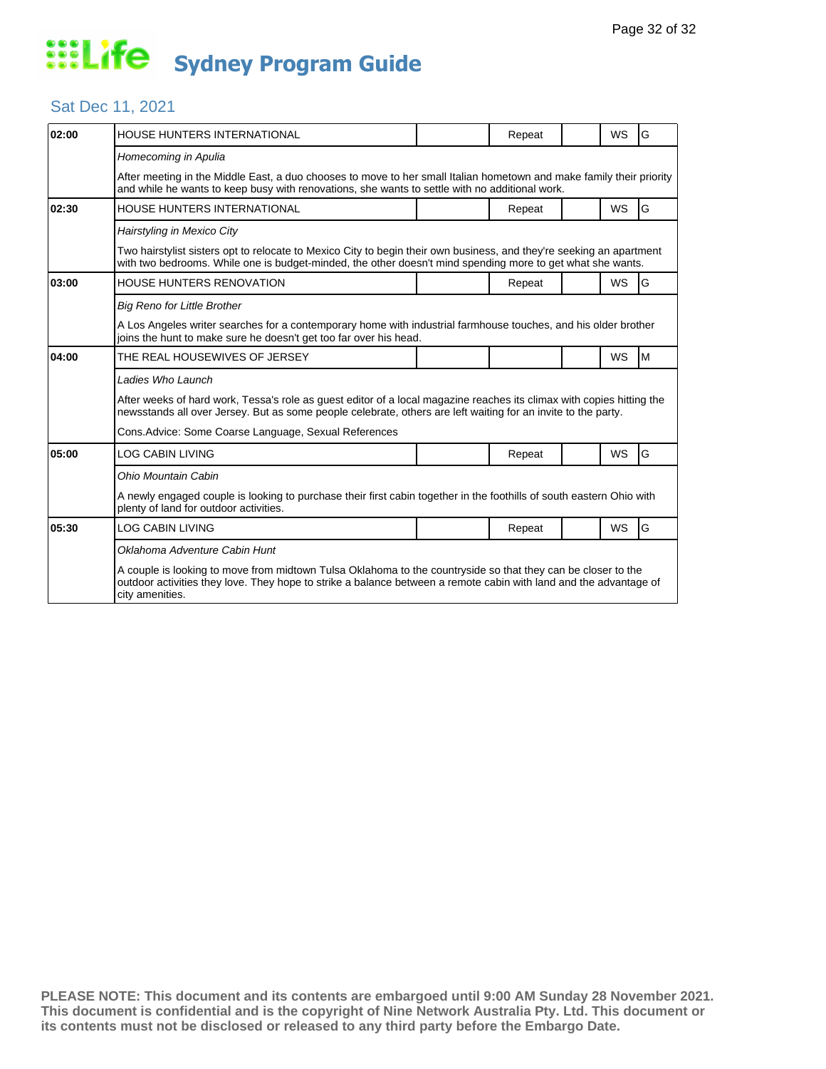# Life Sydney Program Guide

## Sat Dec 11, 2021

| | | | | | | |
|---|---|---|---|---|---|---|
| **02:00** | HOUSE HUNTERS INTERNATIONAL | | Repeat | | WS | G |
| | *Homecoming in Apulia* | | | | | |
| | After meeting in the Middle East, a duo chooses to move to her small Italian hometown and make family their priority and while he wants to keep busy with renovations, she wants to settle with no additional work. | | | | | |
| **02:30** | HOUSE HUNTERS INTERNATIONAL | | Repeat | | WS | G |
| | *Hairstyling in Mexico City* | | | | | |
| | Two hairstylist sisters opt to relocate to Mexico City to begin their own business, and they're seeking an apartment with two bedrooms. While one is budget-minded, the other doesn't mind spending more to get what she wants. | | | | | |
| **03:00** | HOUSE HUNTERS RENOVATION | | Repeat | | WS | G |
| | *Big Reno for Little Brother* | | | | | |
| | A Los Angeles writer searches for a contemporary home with industrial farmhouse touches, and his older brother joins the hunt to make sure he doesn't get too far over his head. | | | | | |
| **04:00** | THE REAL HOUSEWIVES OF JERSEY | | | | WS | M |
| | *Ladies Who Launch* | | | | | |
| | After weeks of hard work, Tessa's role as guest editor of a local magazine reaches its climax with copies hitting the newsstands all over Jersey. But as some people celebrate, others are left waiting for an invite to the party. | | | | | |
| | Cons.Advice: Some Coarse Language, Sexual References | | | | | |
| **05:00** | LOG CABIN LIVING | | Repeat | | WS | G |
| | *Ohio Mountain Cabin* | | | | | |
| | A newly engaged couple is looking to purchase their first cabin together in the foothills of south eastern Ohio with plenty of land for outdoor activities. | | | | | |
| **05:30** | LOG CABIN LIVING | | Repeat | | WS | G |
| | *Oklahoma Adventure Cabin Hunt* | | | | | |
| | A couple is looking to move from midtown Tulsa Oklahoma to the countryside so that they can be closer to the outdoor activities they love. They hope to strike a balance between a remote cabin with land and the advantage of city amenities. | | | | | |

**PLEASE NOTE: This document and its contents are embargoed until 9:00 AM Sunday 28 November 2021. This document is confidential and is the copyright of Nine Network Australia Pty. Ltd. This document or its contents must not be disclosed or released to any third party before the Embargo Date.**